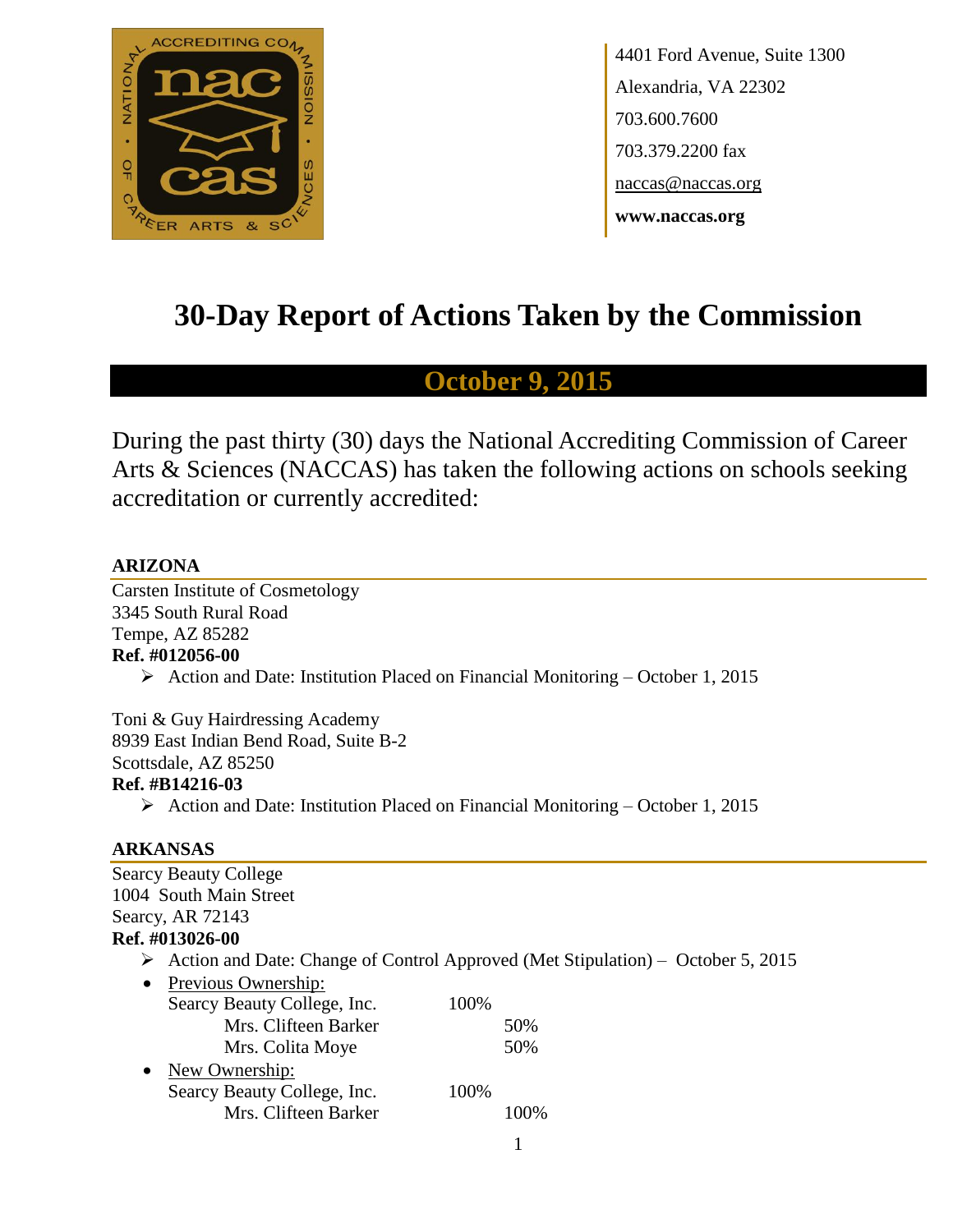4401 Ford Avenue, Suite 1300
Alexandria, VA 22302
703.600.7600
703.379.2200 fax
naccas@naccas.org
**www.naccas.org**

# 30-Day Report of Actions Taken by the Commission

## October 9, 2015

During the past thirty (30) days the National Accrediting Commission of Career Arts & Sciences (NACCAS) has taken the following actions on schools seeking accreditation or currently accredited:

### ARIZONA

Carsten Institute of Cosmetology
3345 South Rural Road
Tempe, AZ 85282
**Ref. #012056-00**

- Action and Date: Institution Placed on Financial Monitoring – October 1, 2015

Toni & Guy Hairdressing Academy
8939 East Indian Bend Road, Suite B-2
Scottsdale, AZ 85250
**Ref. #B14216-03**

- Action and Date: Institution Placed on Financial Monitoring – October 1, 2015

### ARKANSAS

Searcy Beauty College
1004 South Main Street
Searcy, AR 72143
**Ref. #013026-00**

- Action and Date: Change of Control Approved (Met Stipulation) – October 5, 2015
- Previous Ownership:
  - Searcy Beauty College, Inc. 100%
    - Mrs. Cliffeen Barker 50%
    - Mrs. Colita Moye 50%
- New Ownership:
  - Searcy Beauty College, Inc. 100%
    - Mrs. Cliffeen Barker 100%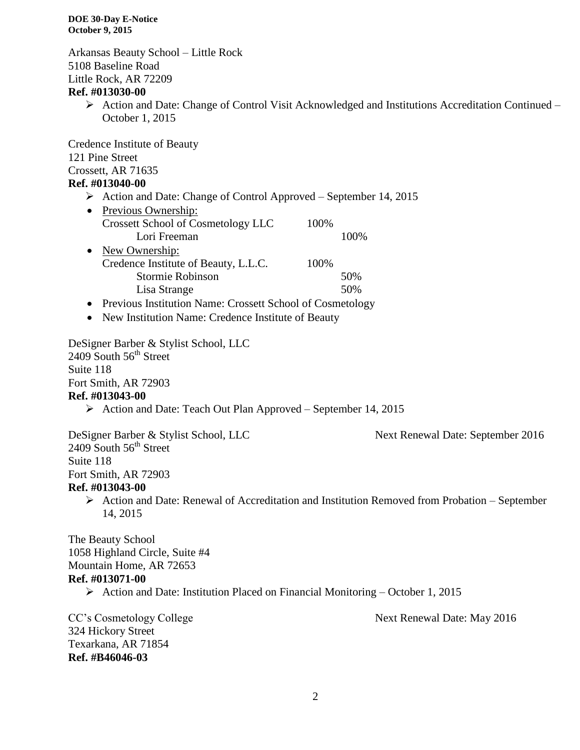Arkansas Beauty School – Little Rock
5108 Baseline Road
Little Rock, AR 72209
**Ref. #013030-00**

- Action and Date: Change of Control Visit Acknowledged and Institutions Accreditation Continued – October 1, 2015

Credence Institute of Beauty
121 Pine Street
Crossett, AR 71635
**Ref. #013040-00**

- Action and Date: Change of Control Approved – September 14, 2015
- Previous Ownership:
  Crossett School of Cosmetology LLC 100%
  - Lori Freeman 100%
- New Ownership:
  Credence Institute of Beauty, L.L.C. 100%
  - Stormie Robinson 50%
  - Lisa Strange 50%
- Previous Institution Name: Crossett School of Cosmetology
- New Institution Name: Credence Institute of Beauty

DeSigner Barber & Stylist School, LLC
2409 South 56th Street
Suite 118
Fort Smith, AR 72903
**Ref. #013043-00**

- Action and Date: Teach Out Plan Approved – September 14, 2015

DeSigner Barber & Stylist School, LLC — Next Renewal Date: September 2016
2409 South 56th Street
Suite 118
Fort Smith, AR 72903
**Ref. #013043-00**

- Action and Date: Renewal of Accreditation and Institution Removed from Probation – September 14, 2015

The Beauty School
1058 Highland Circle, Suite #4
Mountain Home, AR 72653
**Ref. #013071-00**

- Action and Date: Institution Placed on Financial Monitoring – October 1, 2015

CC's Cosmetology College — Next Renewal Date: May 2016
324 Hickory Street
Texarkana, AR 71854
**Ref. #B46046-03**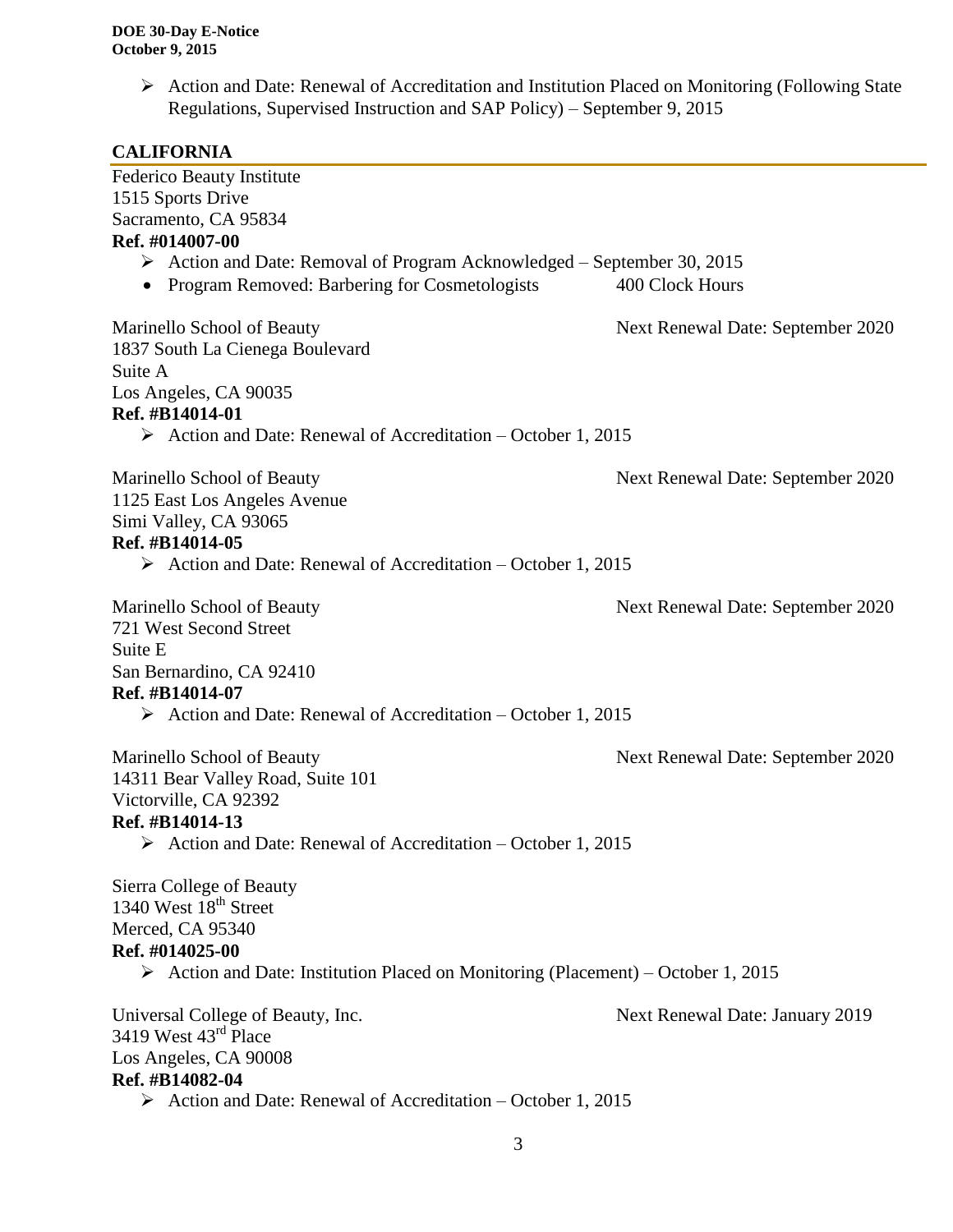- Action and Date: Renewal of Accreditation and Institution Placed on Monitoring (Following State Regulations, Supervised Instruction and SAP Policy) – September 9, 2015

## CALIFORNIA

Federico Beauty Institute
1515 Sports Drive
Sacramento, CA 95834
**Ref. #014007-00**

- Action and Date: Removal of Program Acknowledged – September 30, 2015
- Program Removed: Barbering for Cosmetologists 400 Clock Hours

Marinello School of Beauty — Next Renewal Date: September 2020
1837 South La Cienega Boulevard
Suite A
Los Angeles, CA 90035
**Ref. #B14014-01**

- Action and Date: Renewal of Accreditation – October 1, 2015

Marinello School of Beauty — Next Renewal Date: September 2020
1125 East Los Angeles Avenue
Simi Valley, CA 93065
**Ref. #B14014-05**

- Action and Date: Renewal of Accreditation – October 1, 2015

Marinello School of Beauty — Next Renewal Date: September 2020
721 West Second Street
Suite E
San Bernardino, CA 92410
**Ref. #B14014-07**

- Action and Date: Renewal of Accreditation – October 1, 2015

Marinello School of Beauty — Next Renewal Date: September 2020
14311 Bear Valley Road, Suite 101
Victorville, CA 92392
**Ref. #B14014-13**

- Action and Date: Renewal of Accreditation – October 1, 2015

Sierra College of Beauty
1340 West 18th Street
Merced, CA 95340
**Ref. #014025-00**

- Action and Date: Institution Placed on Monitoring (Placement) – October 1, 2015

Universal College of Beauty, Inc. — Next Renewal Date: January 2019
3419 West 43rd Place
Los Angeles, CA 90008
**Ref. #B14082-04**

- Action and Date: Renewal of Accreditation – October 1, 2015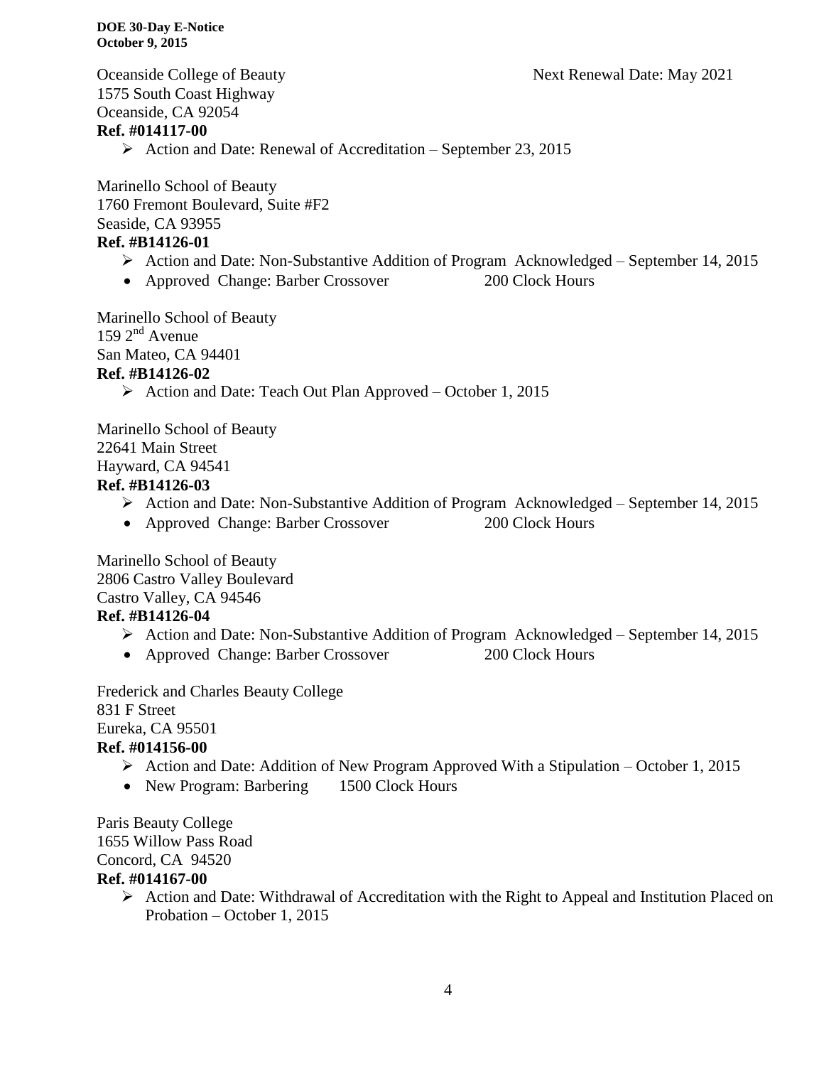Oceanside College of Beauty Next Renewal Date: May 2021
1575 South Coast Highway
Oceanside, CA 92054
**Ref. #014117-00**

- Action and Date: Renewal of Accreditation – September 23, 2015

Marinello School of Beauty
1760 Fremont Boulevard, Suite #F2
Seaside, CA 93955
**Ref. #B14126-01**

- Action and Date: Non-Substantive Addition of Program Acknowledged – September 14, 2015
- Approved Change: Barber Crossover 200 Clock Hours

Marinello School of Beauty
159 2nd Avenue
San Mateo, CA 94401
**Ref. #B14126-02**

- Action and Date: Teach Out Plan Approved – October 1, 2015

Marinello School of Beauty
22641 Main Street
Hayward, CA 94541
**Ref. #B14126-03**

- Action and Date: Non-Substantive Addition of Program Acknowledged – September 14, 2015
- Approved Change: Barber Crossover 200 Clock Hours

Marinello School of Beauty
2806 Castro Valley Boulevard
Castro Valley, CA 94546
**Ref. #B14126-04**

- Action and Date: Non-Substantive Addition of Program Acknowledged – September 14, 2015
- Approved Change: Barber Crossover 200 Clock Hours

Frederick and Charles Beauty College
831 F Street
Eureka, CA 95501
**Ref. #014156-00**

- Action and Date: Addition of New Program Approved With a Stipulation – October 1, 2015
- New Program: Barbering 1500 Clock Hours

Paris Beauty College
1655 Willow Pass Road
Concord, CA 94520
**Ref. #014167-00**

- Action and Date: Withdrawal of Accreditation with the Right to Appeal and Institution Placed on Probation – October 1, 2015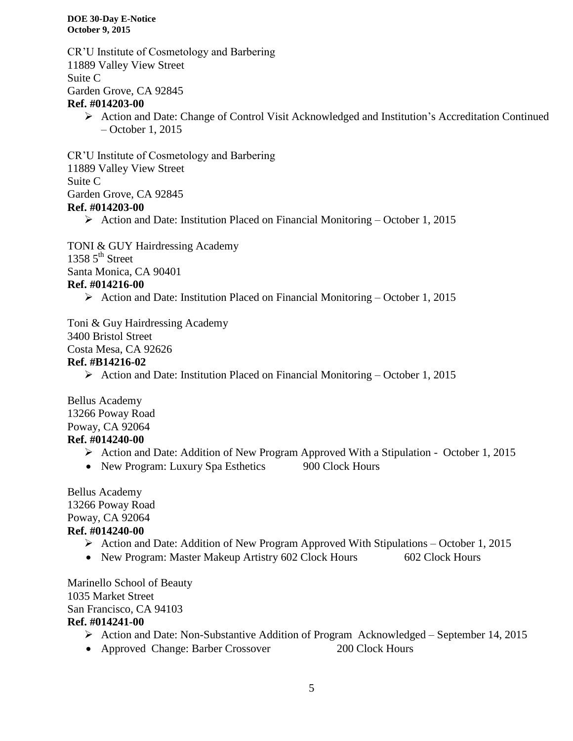CR'U Institute of Cosmetology and Barbering
11889 Valley View Street
Suite C
Garden Grove, CA 92845
**Ref. #014203-00**

- Action and Date: Change of Control Visit Acknowledged and Institution's Accreditation Continued – October 1, 2015

CR'U Institute of Cosmetology and Barbering
11889 Valley View Street
Suite C
Garden Grove, CA 92845
**Ref. #014203-00**

- Action and Date: Institution Placed on Financial Monitoring – October 1, 2015

TONI & GUY Hairdressing Academy
1358 5th Street
Santa Monica, CA 90401
**Ref. #014216-00**

- Action and Date: Institution Placed on Financial Monitoring – October 1, 2015

Toni & Guy Hairdressing Academy
3400 Bristol Street
Costa Mesa, CA 92626
**Ref. #B14216-02**

- Action and Date: Institution Placed on Financial Monitoring – October 1, 2015

Bellus Academy
13266 Poway Road
Poway, CA 92064
**Ref. #014240-00**

- Action and Date: Addition of New Program Approved With a Stipulation - October 1, 2015
- New Program: Luxury Spa Esthetics 900 Clock Hours

Bellus Academy
13266 Poway Road
Poway, CA 92064
**Ref. #014240-00**

- Action and Date: Addition of New Program Approved With Stipulations – October 1, 2015
- New Program: Master Makeup Artistry 602 Clock Hours 602 Clock Hours

Marinello School of Beauty
1035 Market Street
San Francisco, CA 94103
**Ref. #014241-00**

- Action and Date: Non-Substantive Addition of Program Acknowledged – September 14, 2015
- Approved Change: Barber Crossover 200 Clock Hours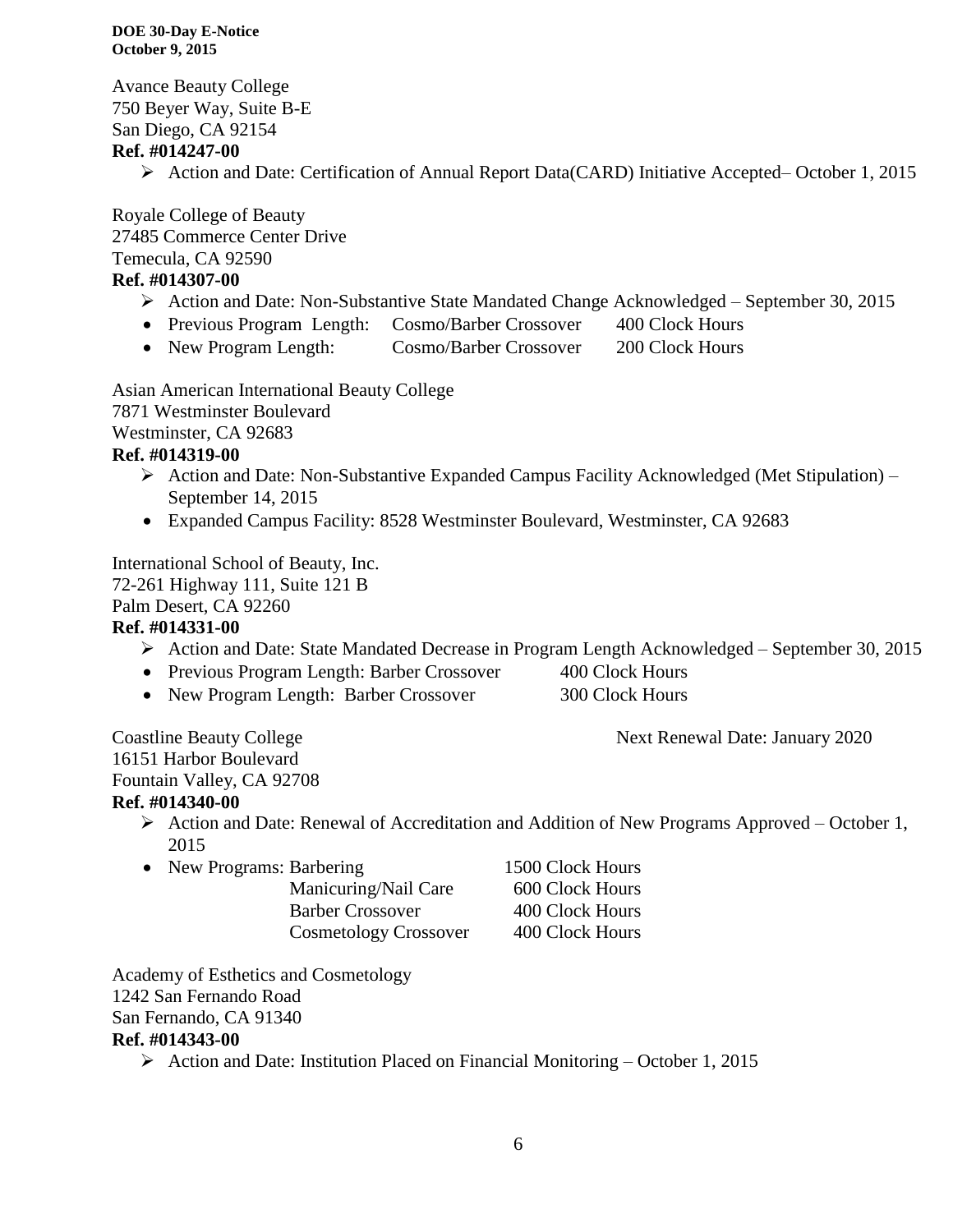Avance Beauty College
750 Beyer Way, Suite B-E
San Diego, CA 92154
**Ref. #014247-00**

- Action and Date: Certification of Annual Report Data(CARD) Initiative Accepted– October 1, 2015

Royale College of Beauty
27485 Commerce Center Drive
Temecula, CA 92590
**Ref. #014307-00**

- Action and Date: Non-Substantive State Mandated Change Acknowledged – September 30, 2015
- Previous Program Length: Cosmo/Barber Crossover 400 Clock Hours
- New Program Length: Cosmo/Barber Crossover 200 Clock Hours

Asian American International Beauty College
7871 Westminster Boulevard
Westminster, CA 92683
**Ref. #014319-00**

- Action and Date: Non-Substantive Expanded Campus Facility Acknowledged (Met Stipulation) – September 14, 2015
- Expanded Campus Facility: 8528 Westminster Boulevard, Westminster, CA 92683

International School of Beauty, Inc.
72-261 Highway 111, Suite 121 B
Palm Desert, CA 92260
**Ref. #014331-00**

- Action and Date: State Mandated Decrease in Program Length Acknowledged – September 30, 2015
- Previous Program Length: Barber Crossover 400 Clock Hours
- New Program Length: Barber Crossover 300 Clock Hours

Coastline Beauty College
16151 Harbor Boulevard
Fountain Valley, CA 92708
**Ref. #014340-00**

Next Renewal Date: January 2020

- Action and Date: Renewal of Accreditation and Addition of New Programs Approved – October 1, 2015
- New Programs:

| Program | Length |
| --- | --- |
| Barbering | 1500 Clock Hours |
| Manicuring/Nail Care | 600 Clock Hours |
| Barber Crossover | 400 Clock Hours |
| Cosmetology Crossover | 400 Clock Hours |

Academy of Esthetics and Cosmetology
1242 San Fernando Road
San Fernando, CA 91340
**Ref. #014343-00**

- Action and Date: Institution Placed on Financial Monitoring – October 1, 2015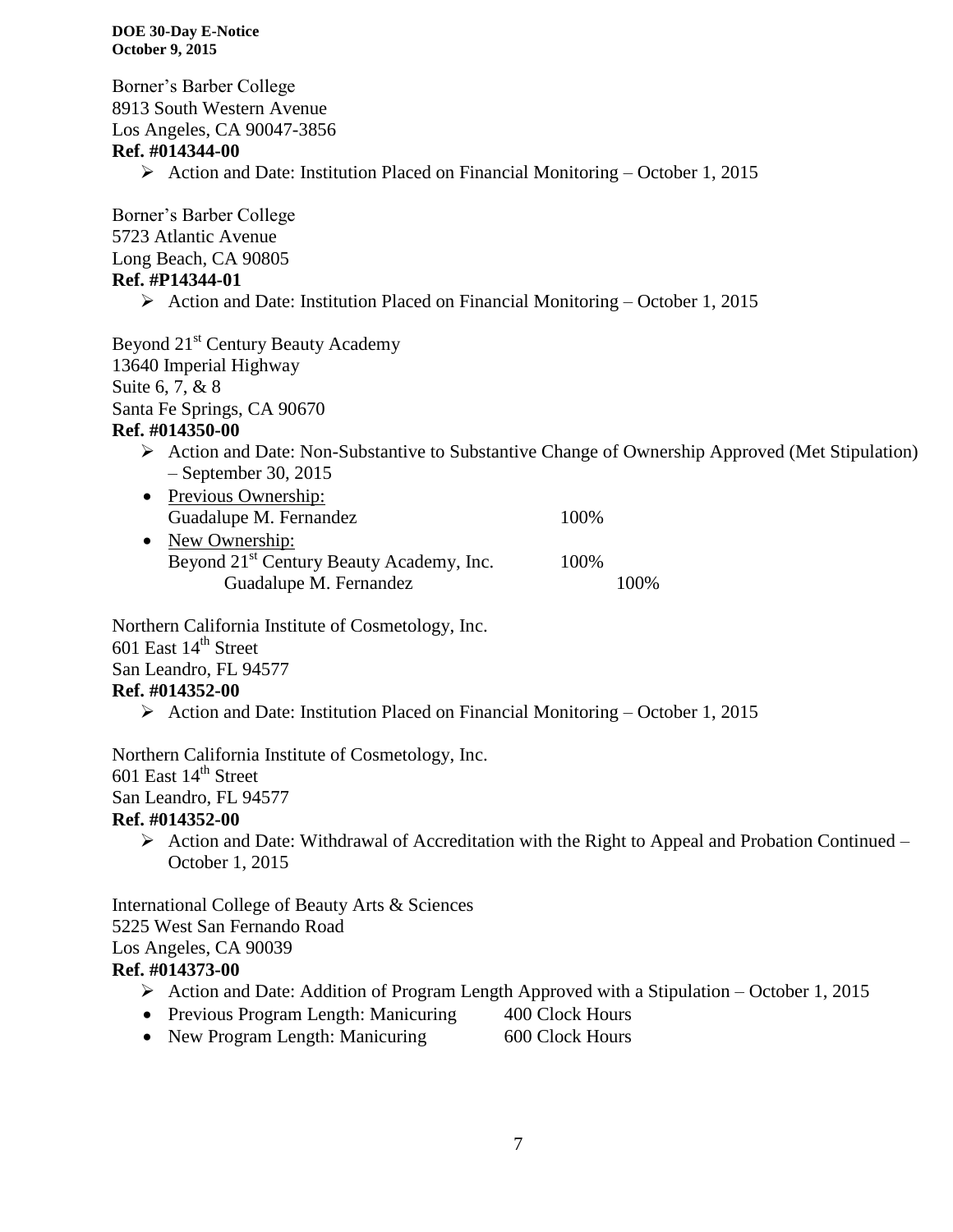Borner's Barber College
8913 South Western Avenue
Los Angeles, CA 90047-3856
**Ref. #014344-00**

- Action and Date: Institution Placed on Financial Monitoring – October 1, 2015

Borner's Barber College
5723 Atlantic Avenue
Long Beach, CA 90805
**Ref. #P14344-01**

- Action and Date: Institution Placed on Financial Monitoring – October 1, 2015

Beyond 21st Century Beauty Academy
13640 Imperial Highway
Suite 6, 7, & 8
Santa Fe Springs, CA 90670
**Ref. #014350-00**

- Action and Date: Non-Substantive to Substantive Change of Ownership Approved (Met Stipulation) – September 30, 2015
- Previous Ownership:
  Guadalupe M. Fernandez 100%
- New Ownership:
  Beyond 21st Century Beauty Academy, Inc. 100%
  - Guadalupe M. Fernandez 100%

Northern California Institute of Cosmetology, Inc.
601 East 14th Street
San Leandro, FL 94577
**Ref. #014352-00**

- Action and Date: Institution Placed on Financial Monitoring – October 1, 2015

Northern California Institute of Cosmetology, Inc.
601 East 14th Street
San Leandro, FL 94577
**Ref. #014352-00**

- Action and Date: Withdrawal of Accreditation with the Right to Appeal and Probation Continued – October 1, 2015

International College of Beauty Arts & Sciences
5225 West San Fernando Road
Los Angeles, CA 90039
**Ref. #014373-00**

- Action and Date: Addition of Program Length Approved with a Stipulation – October 1, 2015
- Previous Program Length: Manicuring 400 Clock Hours
- New Program Length: Manicuring 600 Clock Hours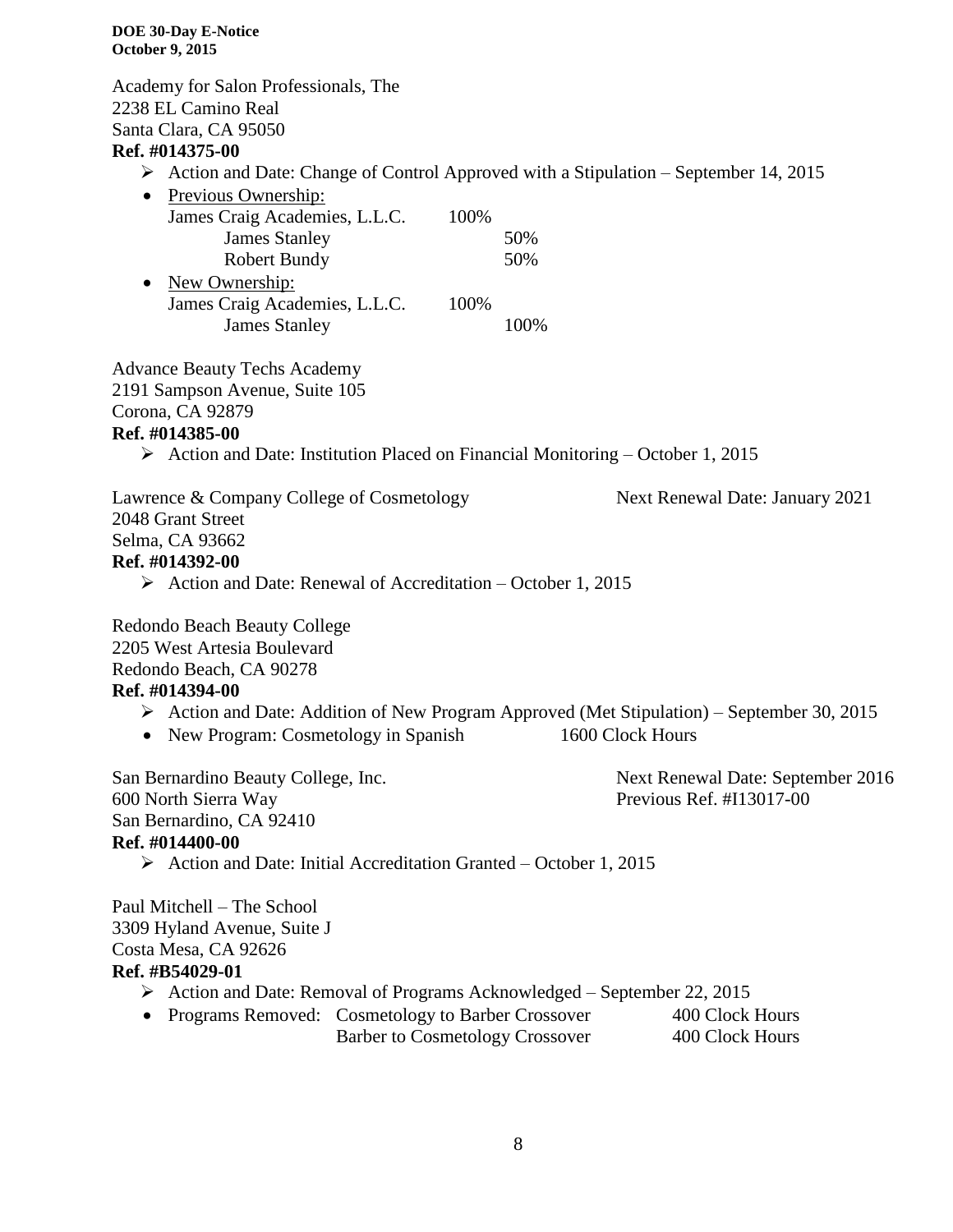Academy for Salon Professionals, The
2238 EL Camino Real
Santa Clara, CA 95050
**Ref. #014375-00**

- Action and Date: Change of Control Approved with a Stipulation – September 14, 2015
- Previous Ownership:

| | | |
|---|---|---|
| James Craig Academies, L.L.C. | 100% | |
| James Stanley | | 50% |
| Robert Bundy | | 50% |

- New Ownership:

| | | |
|---|---|---|
| James Craig Academies, L.L.C. | 100% | |
| James Stanley | | 100% |

Advance Beauty Techs Academy
2191 Sampson Avenue, Suite 105
Corona, CA 92879
**Ref. #014385-00**

- Action and Date: Institution Placed on Financial Monitoring – October 1, 2015

Lawrence & Company College of Cosmetology — Next Renewal Date: January 2021
2048 Grant Street
Selma, CA 93662
**Ref. #014392-00**

- Action and Date: Renewal of Accreditation – October 1, 2015

Redondo Beach Beauty College
2205 West Artesia Boulevard
Redondo Beach, CA 90278
**Ref. #014394-00**

- Action and Date: Addition of New Program Approved (Met Stipulation) – September 30, 2015
- New Program: Cosmetology in Spanish — 1600 Clock Hours

San Bernardino Beauty College, Inc. — Next Renewal Date: September 2016
600 North Sierra Way — Previous Ref. #I13017-00
San Bernardino, CA 92410
**Ref. #014400-00**

- Action and Date: Initial Accreditation Granted – October 1, 2015

Paul Mitchell – The School
3309 Hyland Avenue, Suite J
Costa Mesa, CA 92626
**Ref. #B54029-01**

- Action and Date: Removal of Programs Acknowledged – September 22, 2015
- Programs Removed:

| | |
|---|---|
| Cosmetology to Barber Crossover | 400 Clock Hours |
| Barber to Cosmetology Crossover | 400 Clock Hours |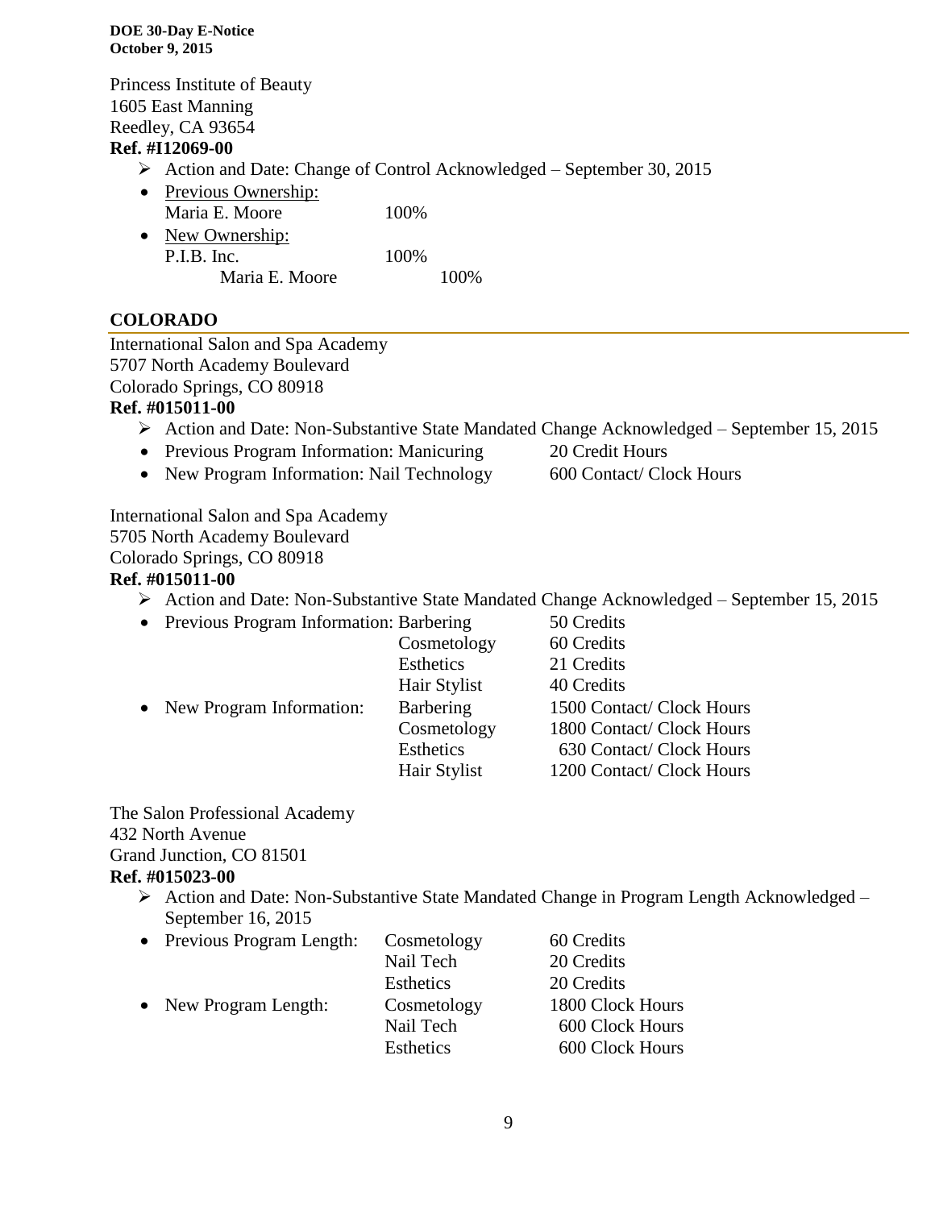Princess Institute of Beauty
1605 East Manning
Reedley, CA 93654
**Ref. #I12069-00**

- Action and Date: Change of Control Acknowledged – September 30, 2015
- Previous Ownership:
  Maria E. Moore 100%
- New Ownership:
  P.I.B. Inc. 100%
  Maria E. Moore 100%

## COLORADO

International Salon and Spa Academy
5707 North Academy Boulevard
Colorado Springs, CO 80918
**Ref. #015011-00**

- Action and Date: Non-Substantive State Mandated Change Acknowledged – September 15, 2015
- Previous Program Information: Manicuring 20 Credit Hours
- New Program Information: Nail Technology 600 Contact/ Clock Hours

International Salon and Spa Academy
5705 North Academy Boulevard
Colorado Springs, CO 80918
**Ref. #015011-00**

- Action and Date: Non-Substantive State Mandated Change Acknowledged – September 15, 2015

| | Program | Length |
|---|---|---|
| Previous Program Information: | Barbering | 50 Credits |
| | Cosmetology | 60 Credits |
| | Esthetics | 21 Credits |
| | Hair Stylist | 40 Credits |
| New Program Information: | Barbering | 1500 Contact/ Clock Hours |
| | Cosmetology | 1800 Contact/ Clock Hours |
| | Esthetics | 630 Contact/ Clock Hours |
| | Hair Stylist | 1200 Contact/ Clock Hours |

The Salon Professional Academy
432 North Avenue
Grand Junction, CO 81501
**Ref. #015023-00**

- Action and Date: Non-Substantive State Mandated Change in Program Length Acknowledged – September 16, 2015

| | Program | Length |
|---|---|---|
| Previous Program Length: | Cosmetology | 60 Credits |
| | Nail Tech | 20 Credits |
| | Esthetics | 20 Credits |
| New Program Length: | Cosmetology | 1800 Clock Hours |
| | Nail Tech | 600 Clock Hours |
| | Esthetics | 600 Clock Hours |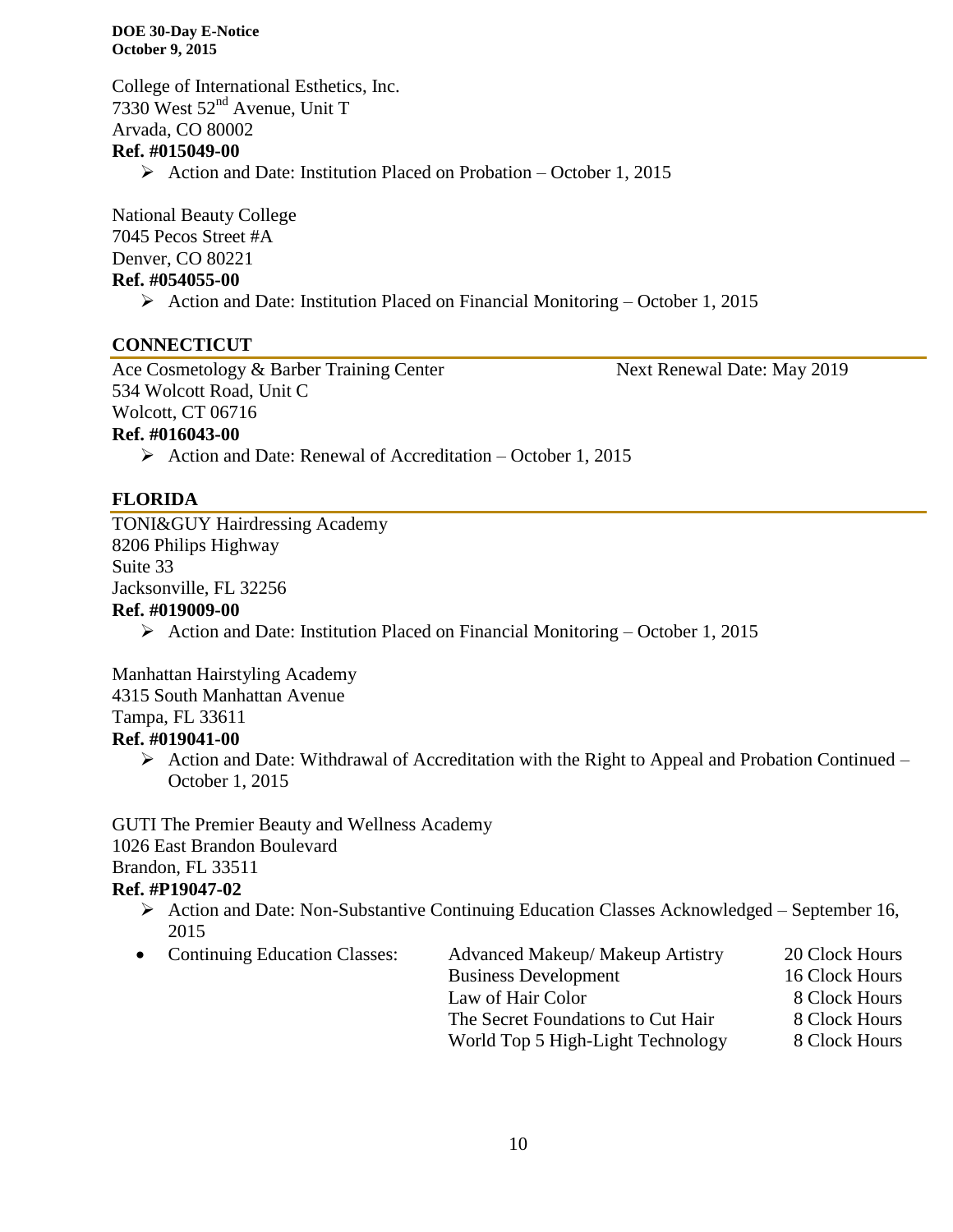College of International Esthetics, Inc.
7330 West 52nd Avenue, Unit T
Arvada, CO 80002
**Ref. #015049-00**

- Action and Date: Institution Placed on Probation – October 1, 2015

National Beauty College
7045 Pecos Street #A
Denver, CO 80221
**Ref. #054055-00**

- Action and Date: Institution Placed on Financial Monitoring – October 1, 2015

## CONNECTICUT

Ace Cosmetology & Barber Training Center — Next Renewal Date: May 2019
534 Wolcott Road, Unit C
Wolcott, CT 06716
**Ref. #016043-00**

- Action and Date: Renewal of Accreditation – October 1, 2015

## FLORIDA

TONI&GUY Hairdressing Academy
8206 Philips Highway
Suite 33
Jacksonville, FL 32256
**Ref. #019009-00**

- Action and Date: Institution Placed on Financial Monitoring – October 1, 2015

Manhattan Hairstyling Academy
4315 South Manhattan Avenue
Tampa, FL 33611
**Ref. #019041-00**

- Action and Date: Withdrawal of Accreditation with the Right to Appeal and Probation Continued – October 1, 2015

GUTI The Premier Beauty and Wellness Academy
1026 East Brandon Boulevard
Brandon, FL 33511
**Ref. #P19047-02**

- Action and Date: Non-Substantive Continuing Education Classes Acknowledged – September 16, 2015
- Continuing Education Classes:

| | |
|---|---|
| Advanced Makeup/ Makeup Artistry | 20 Clock Hours |
| Business Development | 16 Clock Hours |
| Law of Hair Color | 8 Clock Hours |
| The Secret Foundations to Cut Hair | 8 Clock Hours |
| World Top 5 High-Light Technology | 8 Clock Hours |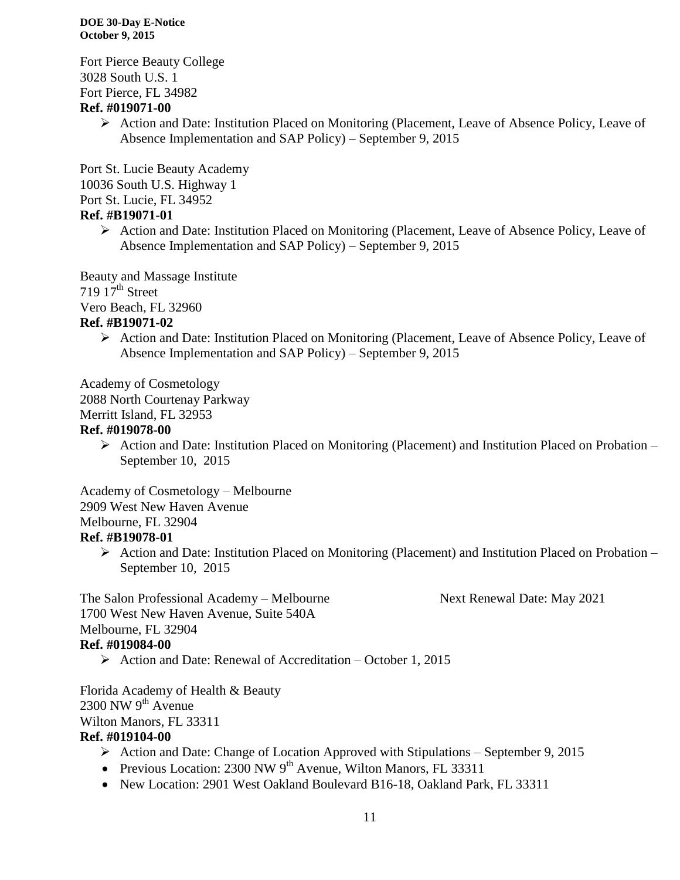Fort Pierce Beauty College
3028 South U.S. 1
Fort Pierce, FL 34982
**Ref. #019071-00**

- Action and Date: Institution Placed on Monitoring (Placement, Leave of Absence Policy, Leave of Absence Implementation and SAP Policy) – September 9, 2015

Port St. Lucie Beauty Academy
10036 South U.S. Highway 1
Port St. Lucie, FL 34952
**Ref. #B19071-01**

- Action and Date: Institution Placed on Monitoring (Placement, Leave of Absence Policy, Leave of Absence Implementation and SAP Policy) – September 9, 2015

Beauty and Massage Institute
719 17th Street
Vero Beach, FL 32960
**Ref. #B19071-02**

- Action and Date: Institution Placed on Monitoring (Placement, Leave of Absence Policy, Leave of Absence Implementation and SAP Policy) – September 9, 2015

Academy of Cosmetology
2088 North Courtenay Parkway
Merritt Island, FL 32953
**Ref. #019078-00**

- Action and Date: Institution Placed on Monitoring (Placement) and Institution Placed on Probation – September 10, 2015

Academy of Cosmetology – Melbourne
2909 West New Haven Avenue
Melbourne, FL 32904
**Ref. #B19078-01**

- Action and Date: Institution Placed on Monitoring (Placement) and Institution Placed on Probation – September 10, 2015

The Salon Professional Academy – Melbourne — Next Renewal Date: May 2021
1700 West New Haven Avenue, Suite 540A
Melbourne, FL 32904
**Ref. #019084-00**

- Action and Date: Renewal of Accreditation – October 1, 2015

Florida Academy of Health & Beauty
2300 NW 9th Avenue
Wilton Manors, FL 33311
**Ref. #019104-00**

- Action and Date: Change of Location Approved with Stipulations – September 9, 2015
- Previous Location: 2300 NW 9th Avenue, Wilton Manors, FL 33311
- New Location: 2901 West Oakland Boulevard B16-18, Oakland Park, FL 33311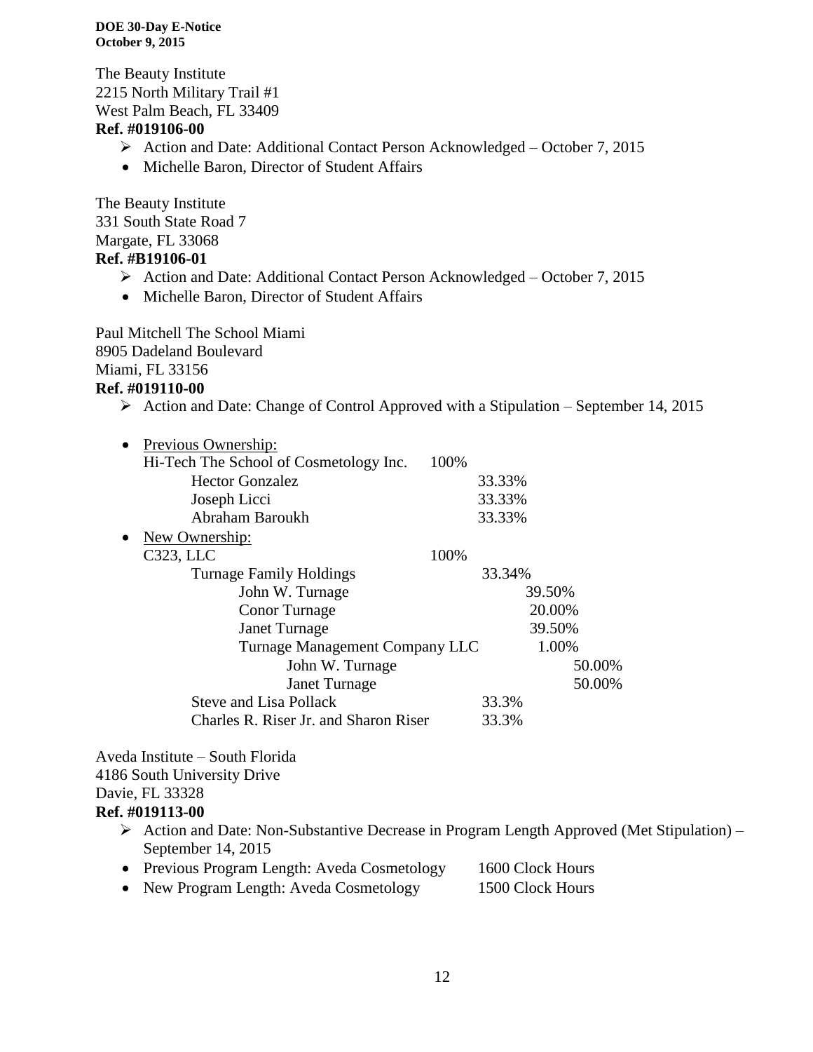The Beauty Institute
2215 North Military Trail #1
West Palm Beach, FL 33409
**Ref. #019106-00**

- ➢ Action and Date: Additional Contact Person Acknowledged – October 7, 2015
- Michelle Baron, Director of Student Affairs

The Beauty Institute
331 South State Road 7
Margate, FL 33068
**Ref. #B19106-01**

- ➢ Action and Date: Additional Contact Person Acknowledged – October 7, 2015
- Michelle Baron, Director of Student Affairs

Paul Mitchell The School Miami
8905 Dadeland Boulevard
Miami, FL 33156
**Ref. #019110-00**

- ➢ Action and Date: Change of Control Approved with a Stipulation – September 14, 2015
- Previous Ownership:
  - Hi-Tech The School of Cosmetology Inc. 100%
    - Hector Gonzalez 33.33%
    - Joseph Licci 33.33%
    - Abraham Baroukh 33.33%
- New Ownership:
  - C323, LLC 100%
    - Turnage Family Holdings 33.34%
      - John W. Turnage 39.50%
      - Conor Turnage 20.00%
      - Janet Turnage 39.50%
      - Turnage Management Company LLC 1.00%
        - John W. Turnage 50.00%
        - Janet Turnage 50.00%
    - Steve and Lisa Pollack 33.3%
    - Charles R. Riser Jr. and Sharon Riser 33.3%

Aveda Institute – South Florida
4186 South University Drive
Davie, FL 33328
**Ref. #019113-00**

- ➢ Action and Date: Non-Substantive Decrease in Program Length Approved (Met Stipulation) – September 14, 2015
- Previous Program Length: Aveda Cosmetology 1600 Clock Hours
- New Program Length: Aveda Cosmetology 1500 Clock Hours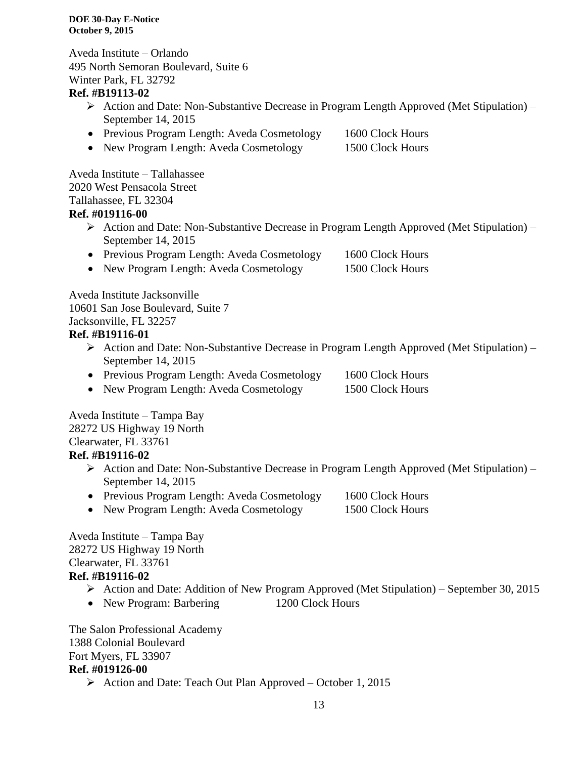Aveda Institute – Orlando
495 North Semoran Boulevard, Suite 6
Winter Park, FL 32792
**Ref. #B19113-02**

- Action and Date: Non-Substantive Decrease in Program Length Approved (Met Stipulation) – September 14, 2015
  - Previous Program Length: Aveda Cosmetology 1600 Clock Hours
  - New Program Length: Aveda Cosmetology 1500 Clock Hours

Aveda Institute – Tallahassee
2020 West Pensacola Street
Tallahassee, FL 32304
**Ref. #019116-00**

- Action and Date: Non-Substantive Decrease in Program Length Approved (Met Stipulation) – September 14, 2015
  - Previous Program Length: Aveda Cosmetology 1600 Clock Hours
  - New Program Length: Aveda Cosmetology 1500 Clock Hours

Aveda Institute Jacksonville
10601 San Jose Boulevard, Suite 7
Jacksonville, FL 32257
**Ref. #B19116-01**

- Action and Date: Non-Substantive Decrease in Program Length Approved (Met Stipulation) – September 14, 2015
  - Previous Program Length: Aveda Cosmetology 1600 Clock Hours
  - New Program Length: Aveda Cosmetology 1500 Clock Hours

Aveda Institute – Tampa Bay
28272 US Highway 19 North
Clearwater, FL 33761
**Ref. #B19116-02**

- Action and Date: Non-Substantive Decrease in Program Length Approved (Met Stipulation) – September 14, 2015
  - Previous Program Length: Aveda Cosmetology 1600 Clock Hours
  - New Program Length: Aveda Cosmetology 1500 Clock Hours

Aveda Institute – Tampa Bay
28272 US Highway 19 North
Clearwater, FL 33761
**Ref. #B19116-02**

- Action and Date: Addition of New Program Approved (Met Stipulation) – September 30, 2015
  - New Program: Barbering 1200 Clock Hours

The Salon Professional Academy
1388 Colonial Boulevard
Fort Myers, FL 33907
**Ref. #019126-00**

- Action and Date: Teach Out Plan Approved – October 1, 2015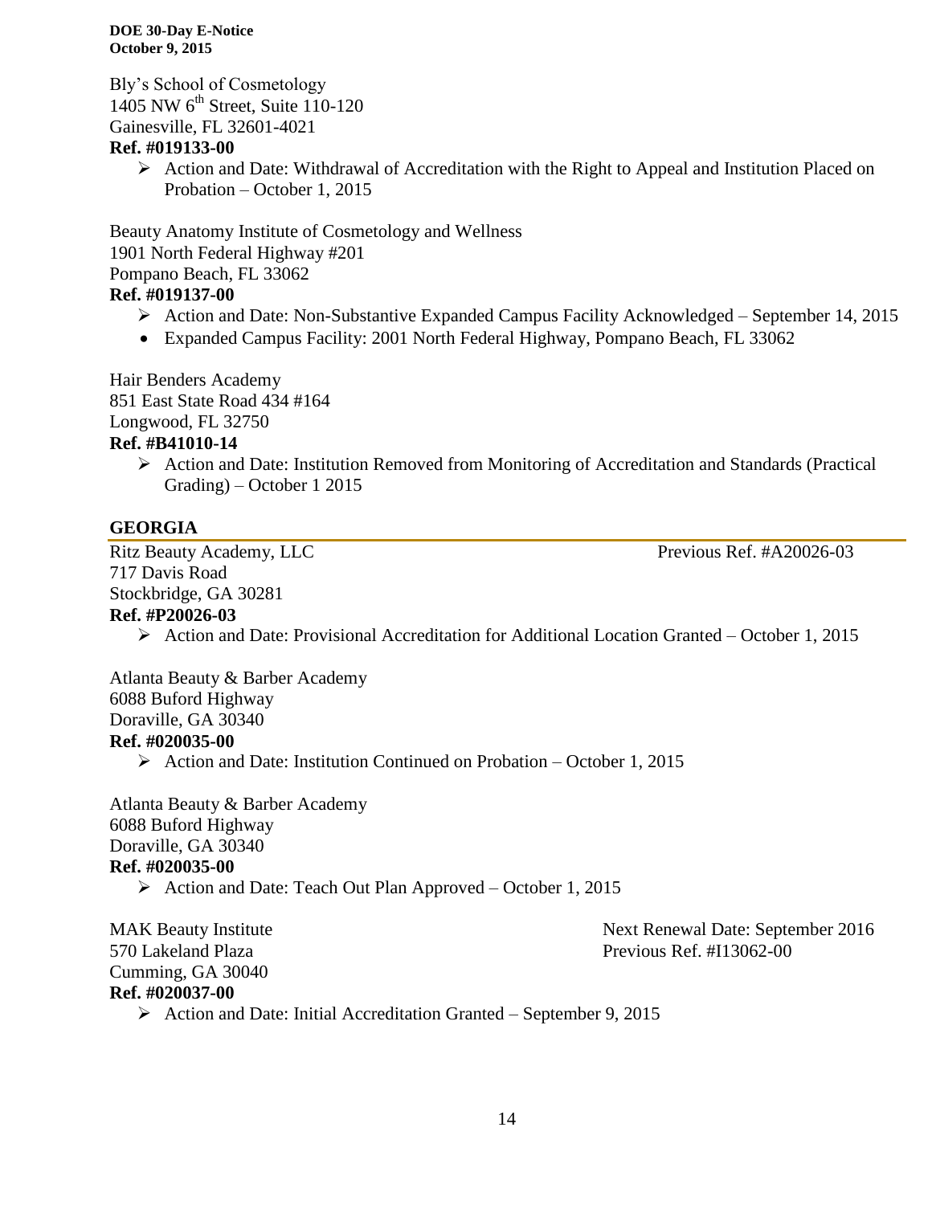Bly's School of Cosmetology
1405 NW 6th Street, Suite 110-120
Gainesville, FL 32601-4021
**Ref. #019133-00**

- Action and Date: Withdrawal of Accreditation with the Right to Appeal and Institution Placed on Probation – October 1, 2015

Beauty Anatomy Institute of Cosmetology and Wellness
1901 North Federal Highway #201
Pompano Beach, FL 33062
**Ref. #019137-00**

- Action and Date: Non-Substantive Expanded Campus Facility Acknowledged – September 14, 2015
- Expanded Campus Facility: 2001 North Federal Highway, Pompano Beach, FL 33062

Hair Benders Academy
851 East State Road 434 #164
Longwood, FL 32750
**Ref. #B41010-14**

- Action and Date: Institution Removed from Monitoring of Accreditation and Standards (Practical Grading) – October 1 2015

## GEORGIA

Ritz Beauty Academy, LLC — Previous Ref. #A20026-03
717 Davis Road
Stockbridge, GA 30281
**Ref. #P20026-03**

- Action and Date: Provisional Accreditation for Additional Location Granted – October 1, 2015

Atlanta Beauty & Barber Academy
6088 Buford Highway
Doraville, GA 30340
**Ref. #020035-00**

- Action and Date: Institution Continued on Probation – October 1, 2015

Atlanta Beauty & Barber Academy
6088 Buford Highway
Doraville, GA 30340
**Ref. #020035-00**

- Action and Date: Teach Out Plan Approved – October 1, 2015

MAK Beauty Institute — Next Renewal Date: September 2016
570 Lakeland Plaza — Previous Ref. #I13062-00
Cumming, GA 30040
**Ref. #020037-00**

- Action and Date: Initial Accreditation Granted – September 9, 2015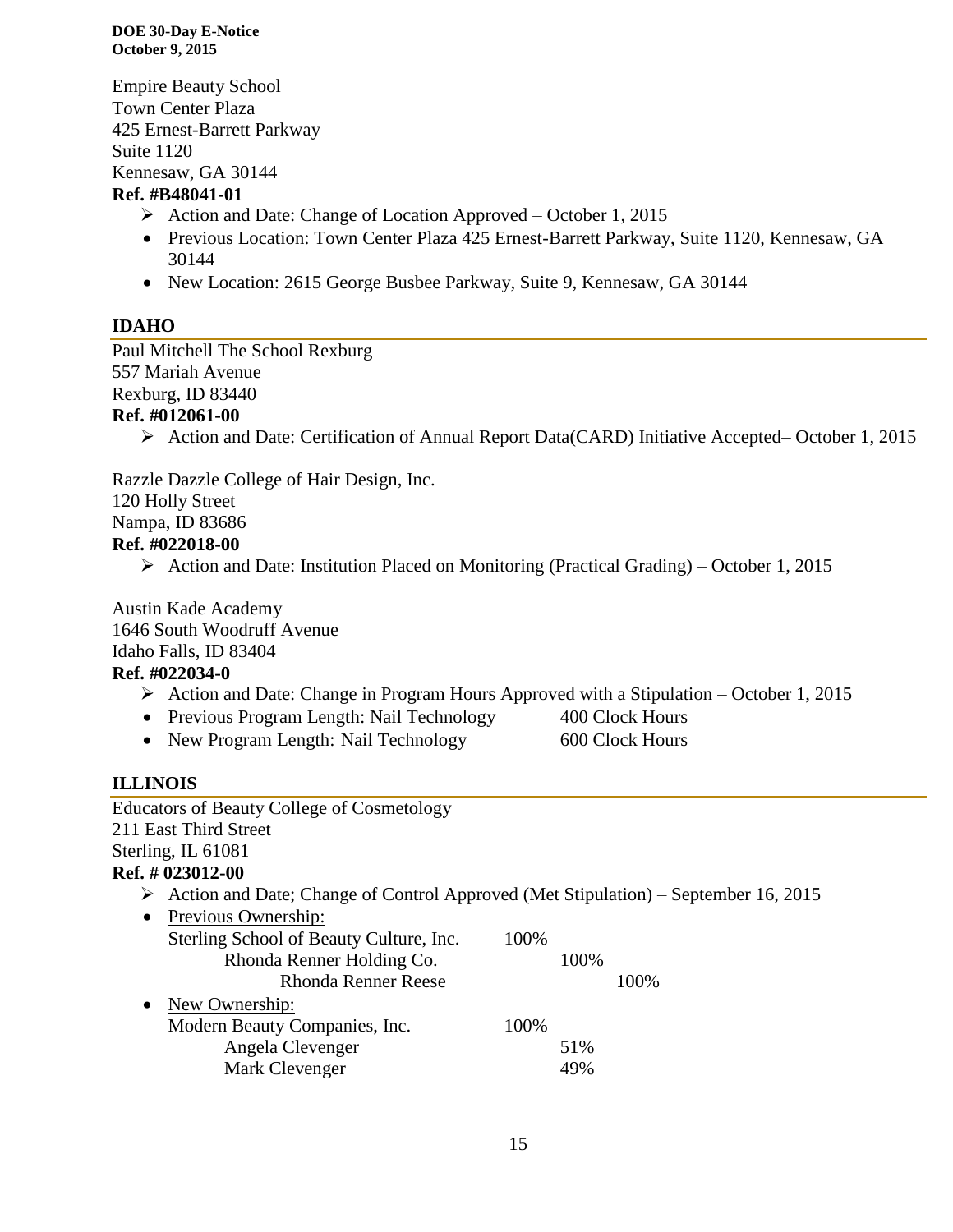Empire Beauty School
Town Center Plaza
425 Ernest-Barrett Parkway
Suite 1120
Kennesaw, GA 30144

**Ref. #B48041-01**

- ➢ Action and Date: Change of Location Approved – October 1, 2015
- Previous Location: Town Center Plaza 425 Ernest-Barrett Parkway, Suite 1120, Kennesaw, GA 30144
- New Location: 2615 George Busbee Parkway, Suite 9, Kennesaw, GA 30144

## IDAHO

Paul Mitchell The School Rexburg
557 Mariah Avenue
Rexburg, ID 83440

**Ref. #012061-00**

- ➢ Action and Date: Certification of Annual Report Data(CARD) Initiative Accepted– October 1, 2015

Razzle Dazzle College of Hair Design, Inc.
120 Holly Street
Nampa, ID 83686

**Ref. #022018-00**

- ➢ Action and Date: Institution Placed on Monitoring (Practical Grading) – October 1, 2015

Austin Kade Academy
1646 South Woodruff Avenue
Idaho Falls, ID 83404

**Ref. #022034-0**

- ➢ Action and Date: Change in Program Hours Approved with a Stipulation – October 1, 2015
- Previous Program Length: Nail Technology 400 Clock Hours
- New Program Length: Nail Technology 600 Clock Hours

## ILLINOIS

Educators of Beauty College of Cosmetology
211 East Third Street
Sterling, IL 61081

**Ref. # 023012-00**

- ➢ Action and Date; Change of Control Approved (Met Stipulation) – September 16, 2015
- Previous Ownership:
  - Sterling School of Beauty Culture, Inc. 100%
    - Rhonda Renner Holding Co. 100%
      - Rhonda Renner Reese 100%
- New Ownership:
  - Modern Beauty Companies, Inc. 100%
    - Angela Clevenger 51%
    - Mark Clevenger 49%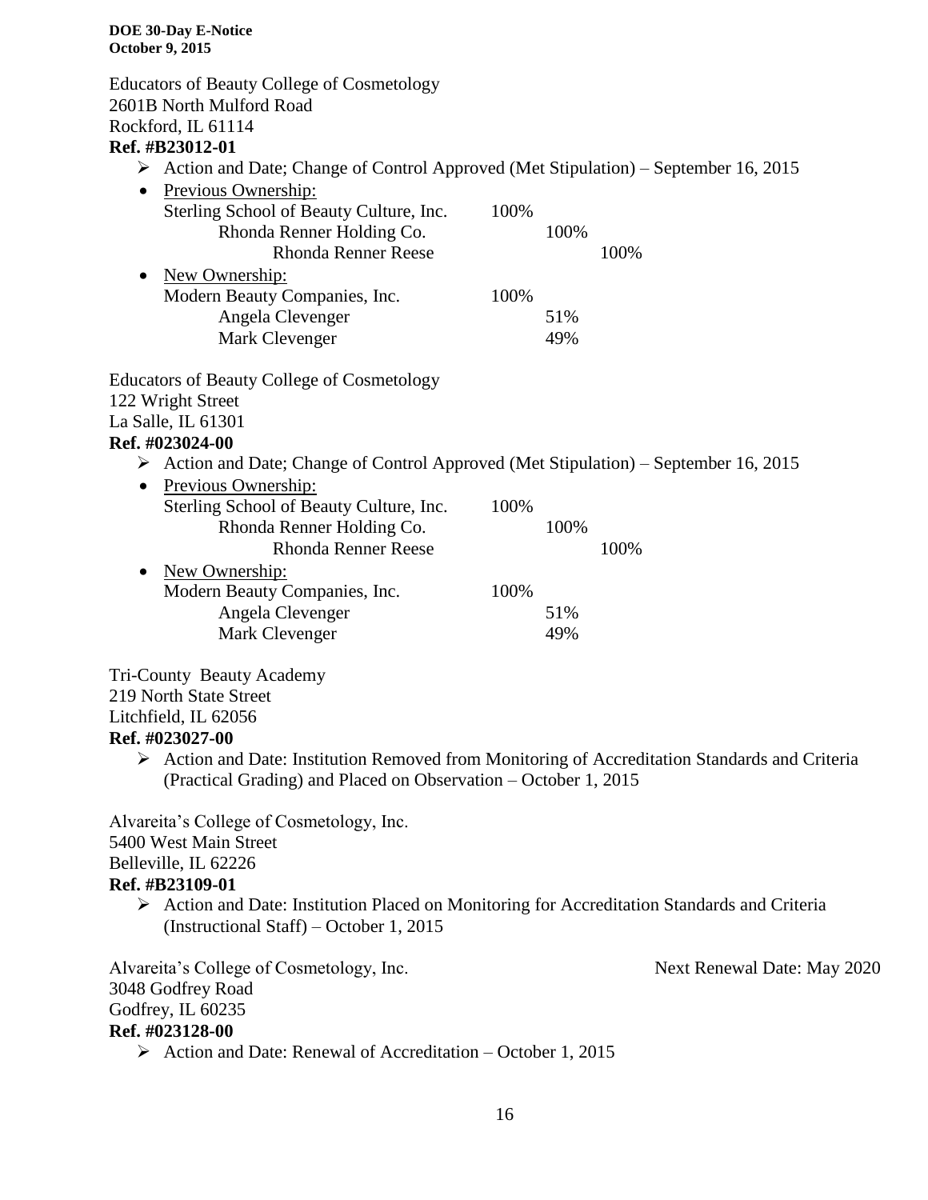Educators of Beauty College of Cosmetology
2601B North Mulford Road
Rockford, IL 61114
**Ref. #B23012-01**

- Action and Date; Change of Control Approved (Met Stipulation) – September 16, 2015
- Previous Ownership:

| | | | |
|---|---|---|---|
| Sterling School of Beauty Culture, Inc. | 100% | | |
| Rhonda Renner Holding Co. | | 100% | |
| Rhonda Renner Reese | | | 100% |

- New Ownership:

| | | |
|---|---|---|
| Modern Beauty Companies, Inc. | 100% | |
| Angela Clevenger | | 51% |
| Mark Clevenger | | 49% |

Educators of Beauty College of Cosmetology
122 Wright Street
La Salle, IL 61301
**Ref. #023024-00**

- Action and Date; Change of Control Approved (Met Stipulation) – September 16, 2015
- Previous Ownership:

| | | | |
|---|---|---|---|
| Sterling School of Beauty Culture, Inc. | 100% | | |
| Rhonda Renner Holding Co. | | 100% | |
| Rhonda Renner Reese | | | 100% |

- New Ownership:

| | | |
|---|---|---|
| Modern Beauty Companies, Inc. | 100% | |
| Angela Clevenger | | 51% |
| Mark Clevenger | | 49% |

Tri-County Beauty Academy
219 North State Street
Litchfield, IL 62056
**Ref. #023027-00**

- Action and Date: Institution Removed from Monitoring of Accreditation Standards and Criteria (Practical Grading) and Placed on Observation – October 1, 2015

Alvareita's College of Cosmetology, Inc.
5400 West Main Street
Belleville, IL 62226
**Ref. #B23109-01**

- Action and Date: Institution Placed on Monitoring for Accreditation Standards and Criteria (Instructional Staff) – October 1, 2015

Alvareita's College of Cosmetology, Inc. Next Renewal Date: May 2020
3048 Godfrey Road
Godfrey, IL 60235
**Ref. #023128-00**

- Action and Date: Renewal of Accreditation – October 1, 2015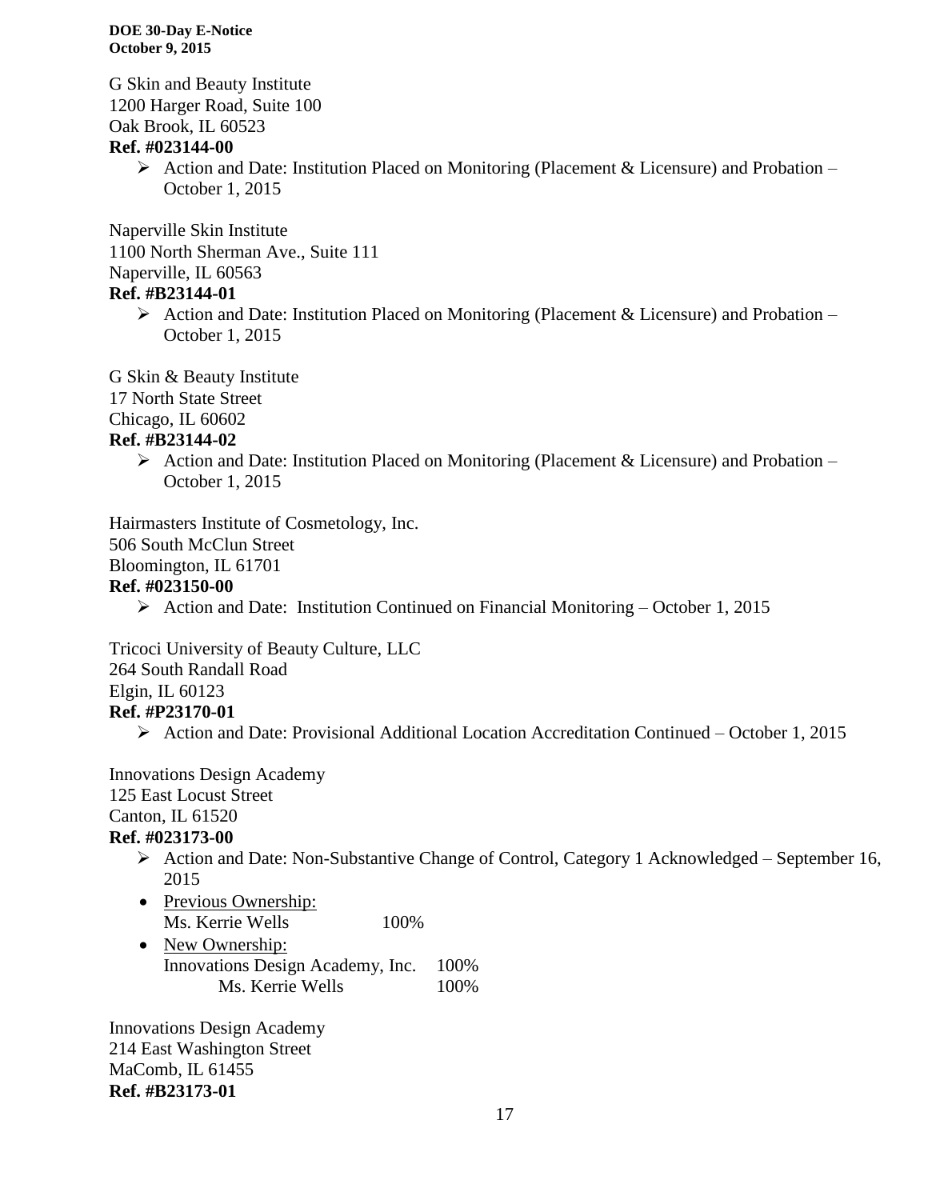G Skin and Beauty Institute
1200 Harger Road, Suite 100
Oak Brook, IL 60523
**Ref. #023144-00**

- Action and Date: Institution Placed on Monitoring (Placement & Licensure) and Probation – October 1, 2015

Naperville Skin Institute
1100 North Sherman Ave., Suite 111
Naperville, IL 60563
**Ref. #B23144-01**

- Action and Date: Institution Placed on Monitoring (Placement & Licensure) and Probation – October 1, 2015

G Skin & Beauty Institute
17 North State Street
Chicago, IL 60602
**Ref. #B23144-02**

- Action and Date: Institution Placed on Monitoring (Placement & Licensure) and Probation – October 1, 2015

Hairmasters Institute of Cosmetology, Inc.
506 South McClun Street
Bloomington, IL 61701
**Ref. #023150-00**

- Action and Date: Institution Continued on Financial Monitoring – October 1, 2015

Tricoci University of Beauty Culture, LLC
264 South Randall Road
Elgin, IL 60123
**Ref. #P23170-01**

- Action and Date: Provisional Additional Location Accreditation Continued – October 1, 2015

Innovations Design Academy
125 East Locust Street
Canton, IL 61520
**Ref. #023173-00**

- Action and Date: Non-Substantive Change of Control, Category 1 Acknowledged – September 16, 2015
- Previous Ownership:
  Ms. Kerrie Wells 100%
- New Ownership:
  Innovations Design Academy, Inc. 100%
  Ms. Kerrie Wells 100%

Innovations Design Academy
214 East Washington Street
MaComb, IL 61455
**Ref. #B23173-01**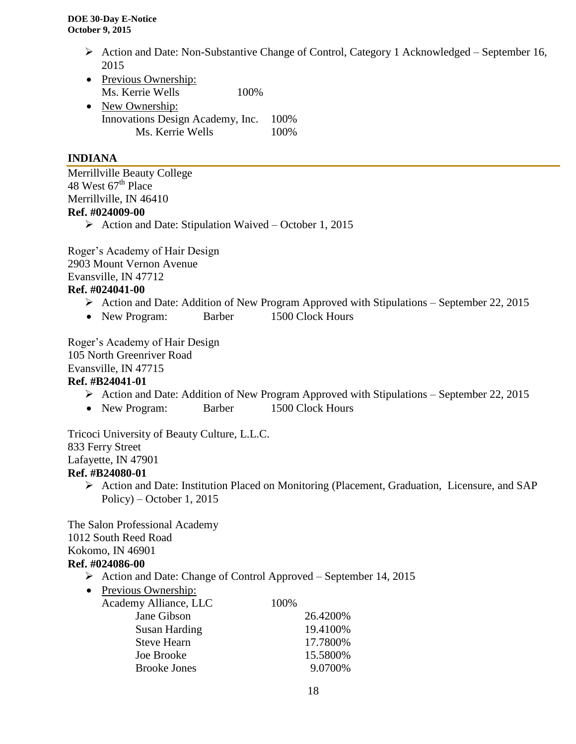- Action and Date: Non-Substantive Change of Control, Category 1 Acknowledged – September 16, 2015
- Previous Ownership:
  Ms. Kerrie Wells 100%
- New Ownership:
  Innovations Design Academy, Inc. 100%
      Ms. Kerrie Wells 100%

## INDIANA

Merrillville Beauty College
48 West 67th Place
Merrillville, IN 46410
**Ref. #024009-00**

- Action and Date: Stipulation Waived – October 1, 2015

Roger's Academy of Hair Design
2903 Mount Vernon Avenue
Evansville, IN 47712
**Ref. #024041-00**

- Action and Date: Addition of New Program Approved with Stipulations – September 22, 2015
- New Program: Barber 1500 Clock Hours

Roger's Academy of Hair Design
105 North Greenriver Road
Evansville, IN 47715
**Ref. #B24041-01**

- Action and Date: Addition of New Program Approved with Stipulations – September 22, 2015
- New Program: Barber 1500 Clock Hours

Tricoci University of Beauty Culture, L.L.C.
833 Ferry Street
Lafayette, IN 47901
**Ref. #B24080-01**

- Action and Date: Institution Placed on Monitoring (Placement, Graduation, Licensure, and SAP Policy) – October 1, 2015

The Salon Professional Academy
1012 South Reed Road
Kokomo, IN 46901
**Ref. #024086-00**

- Action and Date: Change of Control Approved – September 14, 2015
- Previous Ownership:
  Academy Alliance, LLC 100%
      Jane Gibson 26.4200%
      Susan Harding 19.4100%
      Steve Hearn 17.7800%
      Joe Brooke 15.5800%
      Brooke Jones 9.0700%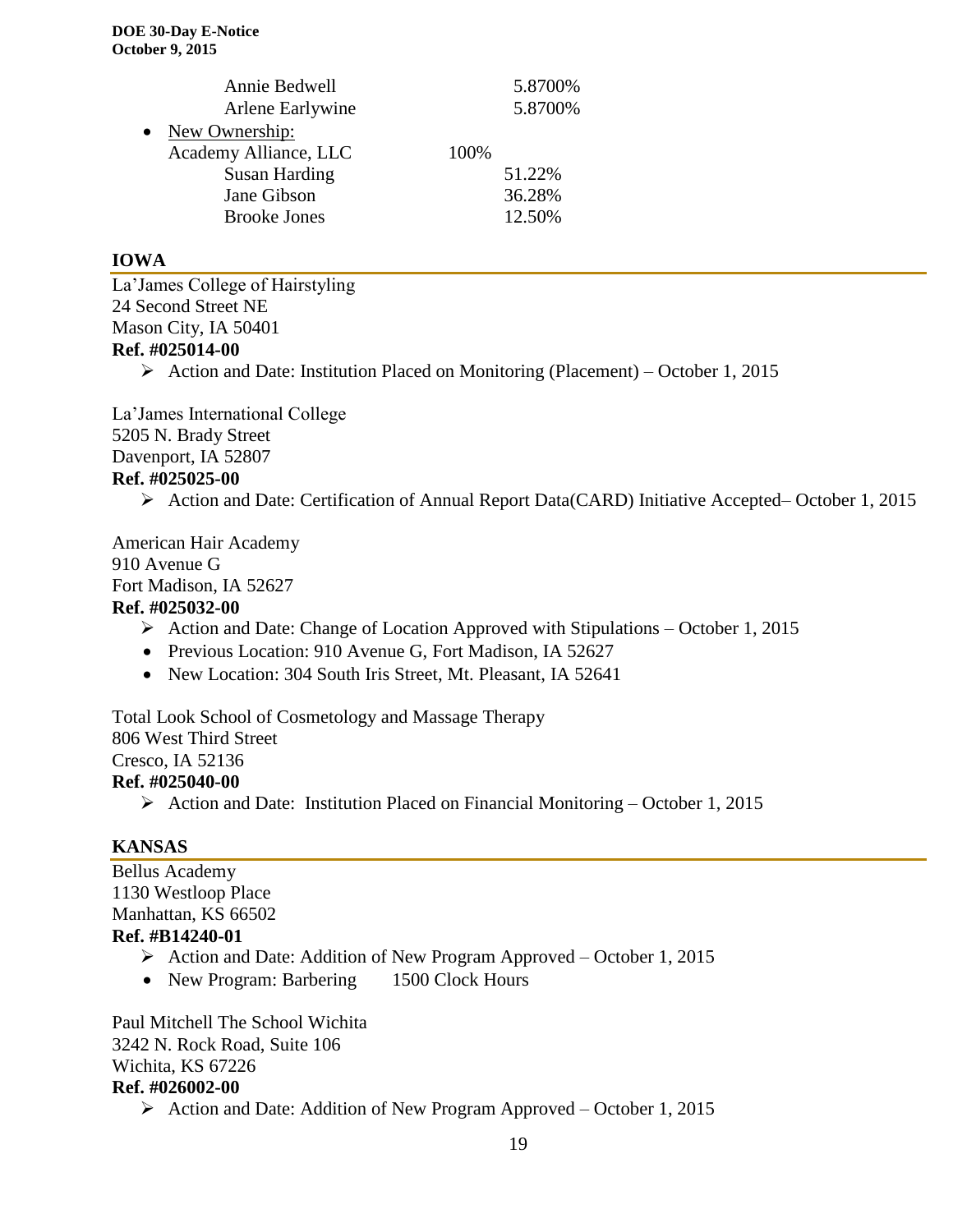Annie Bedwell 5.8700%
Arlene Earlywine 5.8700%

- New Ownership:
  Academy Alliance, LLC 100%
  Susan Harding 51.22%
  Jane Gibson 36.28%
  Brooke Jones 12.50%

## IOWA

La'James College of Hairstyling
24 Second Street NE
Mason City, IA 50401
**Ref. #025014-00**

- Action and Date: Institution Placed on Monitoring (Placement) – October 1, 2015

La'James International College
5205 N. Brady Street
Davenport, IA 52807
**Ref. #025025-00**

- Action and Date: Certification of Annual Report Data(CARD) Initiative Accepted– October 1, 2015

American Hair Academy
910 Avenue G
Fort Madison, IA 52627
**Ref. #025032-00**

- Action and Date: Change of Location Approved with Stipulations – October 1, 2015
- Previous Location: 910 Avenue G, Fort Madison, IA 52627
- New Location: 304 South Iris Street, Mt. Pleasant, IA 52641

Total Look School of Cosmetology and Massage Therapy
806 West Third Street
Cresco, IA 52136
**Ref. #025040-00**

- Action and Date: Institution Placed on Financial Monitoring – October 1, 2015

## KANSAS

Bellus Academy
1130 Westloop Place
Manhattan, KS 66502
**Ref. #B14240-01**

- Action and Date: Addition of New Program Approved – October 1, 2015
- New Program: Barbering 1500 Clock Hours

Paul Mitchell The School Wichita
3242 N. Rock Road, Suite 106
Wichita, KS 67226
**Ref. #026002-00**

- Action and Date: Addition of New Program Approved – October 1, 2015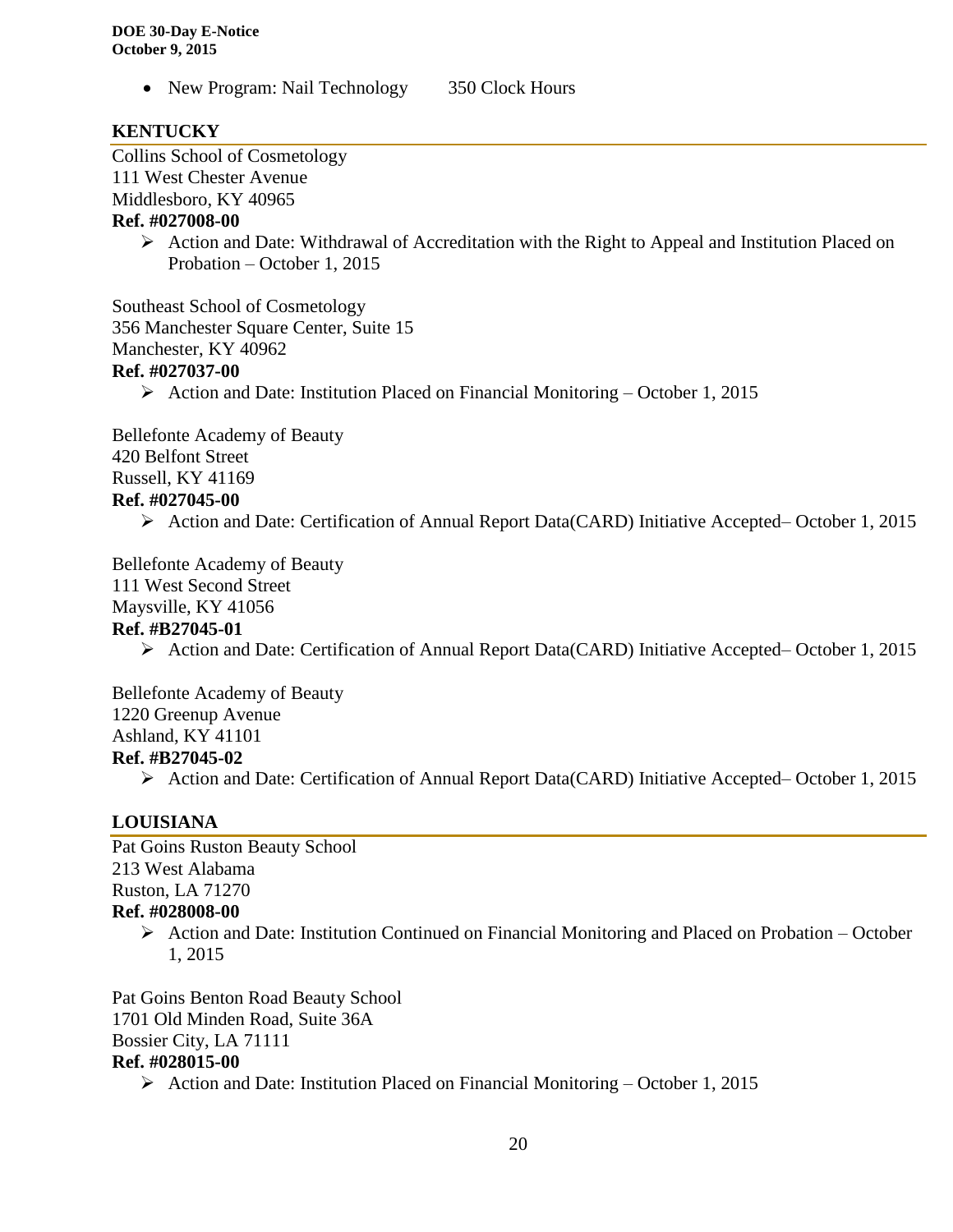- New Program: Nail Technology 350 Clock Hours

## KENTUCKY

Collins School of Cosmetology
111 West Chester Avenue
Middlesboro, KY 40965
**Ref. #027008-00**

- Action and Date: Withdrawal of Accreditation with the Right to Appeal and Institution Placed on Probation – October 1, 2015

Southeast School of Cosmetology
356 Manchester Square Center, Suite 15
Manchester, KY 40962
**Ref. #027037-00**

- Action and Date: Institution Placed on Financial Monitoring – October 1, 2015

Bellefonte Academy of Beauty
420 Belfont Street
Russell, KY 41169
**Ref. #027045-00**

- Action and Date: Certification of Annual Report Data(CARD) Initiative Accepted– October 1, 2015

Bellefonte Academy of Beauty
111 West Second Street
Maysville, KY 41056
**Ref. #B27045-01**

- Action and Date: Certification of Annual Report Data(CARD) Initiative Accepted– October 1, 2015

Bellefonte Academy of Beauty
1220 Greenup Avenue
Ashland, KY 41101
**Ref. #B27045-02**

- Action and Date: Certification of Annual Report Data(CARD) Initiative Accepted– October 1, 2015

## LOUISIANA

Pat Goins Ruston Beauty School
213 West Alabama
Ruston, LA 71270
**Ref. #028008-00**

- Action and Date: Institution Continued on Financial Monitoring and Placed on Probation – October 1, 2015

Pat Goins Benton Road Beauty School
1701 Old Minden Road, Suite 36A
Bossier City, LA 71111
**Ref. #028015-00**

- Action and Date: Institution Placed on Financial Monitoring – October 1, 2015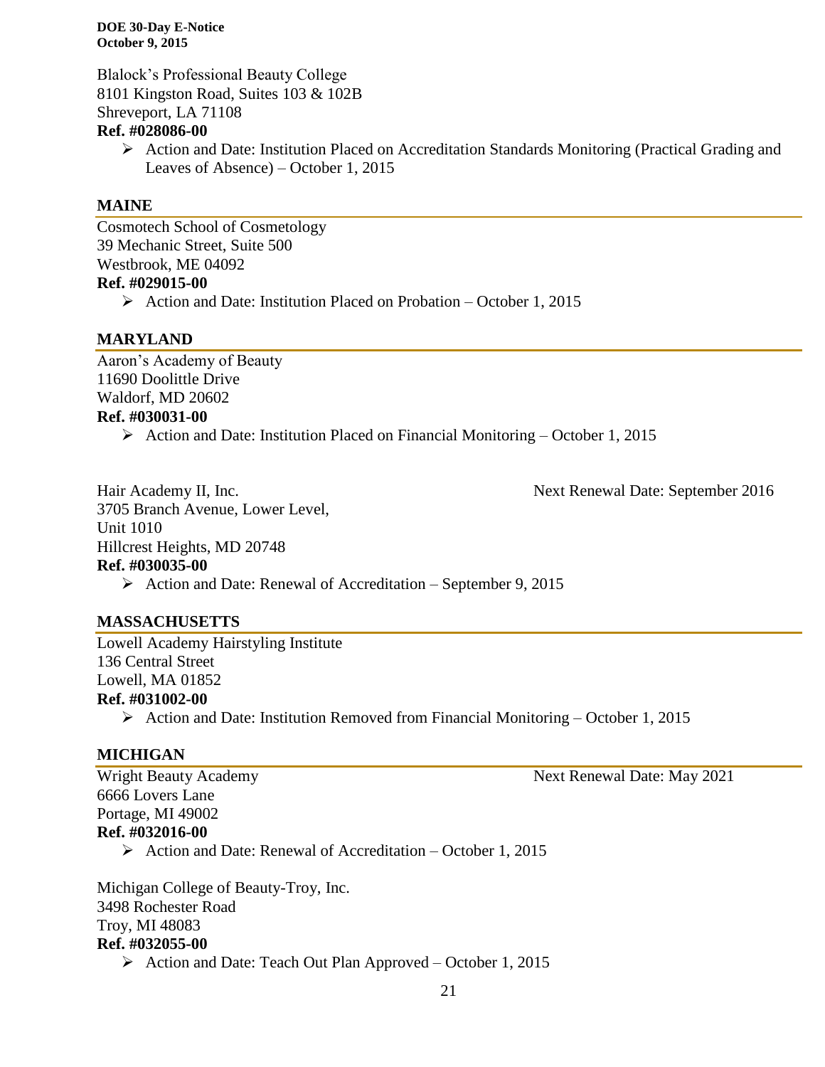Blalock's Professional Beauty College
8101 Kingston Road, Suites 103 & 102B
Shreveport, LA 71108
**Ref. #028086-00**

- Action and Date: Institution Placed on Accreditation Standards Monitoring (Practical Grading and Leaves of Absence) – October 1, 2015

## MAINE

Cosmotech School of Cosmetology
39 Mechanic Street, Suite 500
Westbrook, ME 04092
**Ref. #029015-00**

- Action and Date: Institution Placed on Probation – October 1, 2015

## MARYLAND

Aaron's Academy of Beauty
11690 Doolittle Drive
Waldorf, MD 20602
**Ref. #030031-00**

- Action and Date: Institution Placed on Financial Monitoring – October 1, 2015

Hair Academy II, Inc. — Next Renewal Date: September 2016
3705 Branch Avenue, Lower Level,
Unit 1010
Hillcrest Heights, MD 20748
**Ref. #030035-00**

- Action and Date: Renewal of Accreditation – September 9, 2015

## MASSACHUSETTS

Lowell Academy Hairstyling Institute
136 Central Street
Lowell, MA 01852
**Ref. #031002-00**

- Action and Date: Institution Removed from Financial Monitoring – October 1, 2015

## MICHIGAN

Wright Beauty Academy — Next Renewal Date: May 2021
6666 Lovers Lane
Portage, MI 49002
**Ref. #032016-00**

- Action and Date: Renewal of Accreditation – October 1, 2015

Michigan College of Beauty-Troy, Inc.
3498 Rochester Road
Troy, MI 48083
**Ref. #032055-00**

- Action and Date: Teach Out Plan Approved – October 1, 2015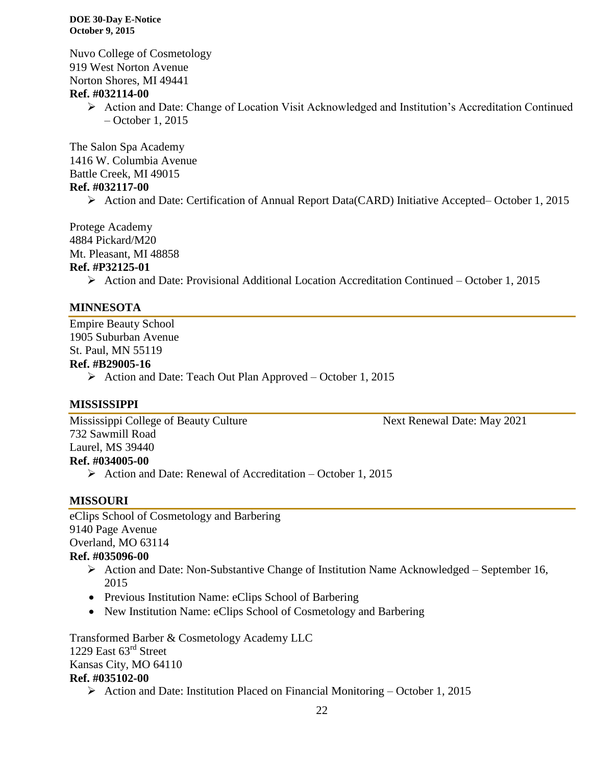Nuvo College of Cosmetology
919 West Norton Avenue
Norton Shores, MI 49441
**Ref. #032114-00**

- Action and Date: Change of Location Visit Acknowledged and Institution's Accreditation Continued – October 1, 2015

The Salon Spa Academy
1416 W. Columbia Avenue
Battle Creek, MI 49015
**Ref. #032117-00**

- Action and Date: Certification of Annual Report Data(CARD) Initiative Accepted– October 1, 2015

Protege Academy
4884 Pickard/M20
Mt. Pleasant, MI 48858
**Ref. #P32125-01**

- Action and Date: Provisional Additional Location Accreditation Continued – October 1, 2015

## MINNESOTA

Empire Beauty School
1905 Suburban Avenue
St. Paul, MN 55119
**Ref. #B29005-16**

- Action and Date: Teach Out Plan Approved – October 1, 2015

## MISSISSIPPI

Mississippi College of Beauty Culture — Next Renewal Date: May 2021
732 Sawmill Road
Laurel, MS 39440
**Ref. #034005-00**

- Action and Date: Renewal of Accreditation – October 1, 2015

## MISSOURI

eClips School of Cosmetology and Barbering
9140 Page Avenue
Overland, MO 63114
**Ref. #035096-00**

- Action and Date: Non-Substantive Change of Institution Name Acknowledged – September 16, 2015
- Previous Institution Name: eClips School of Barbering
- New Institution Name: eClips School of Cosmetology and Barbering

Transformed Barber & Cosmetology Academy LLC
1229 East 63rd Street
Kansas City, MO 64110
**Ref. #035102-00**

- Action and Date: Institution Placed on Financial Monitoring – October 1, 2015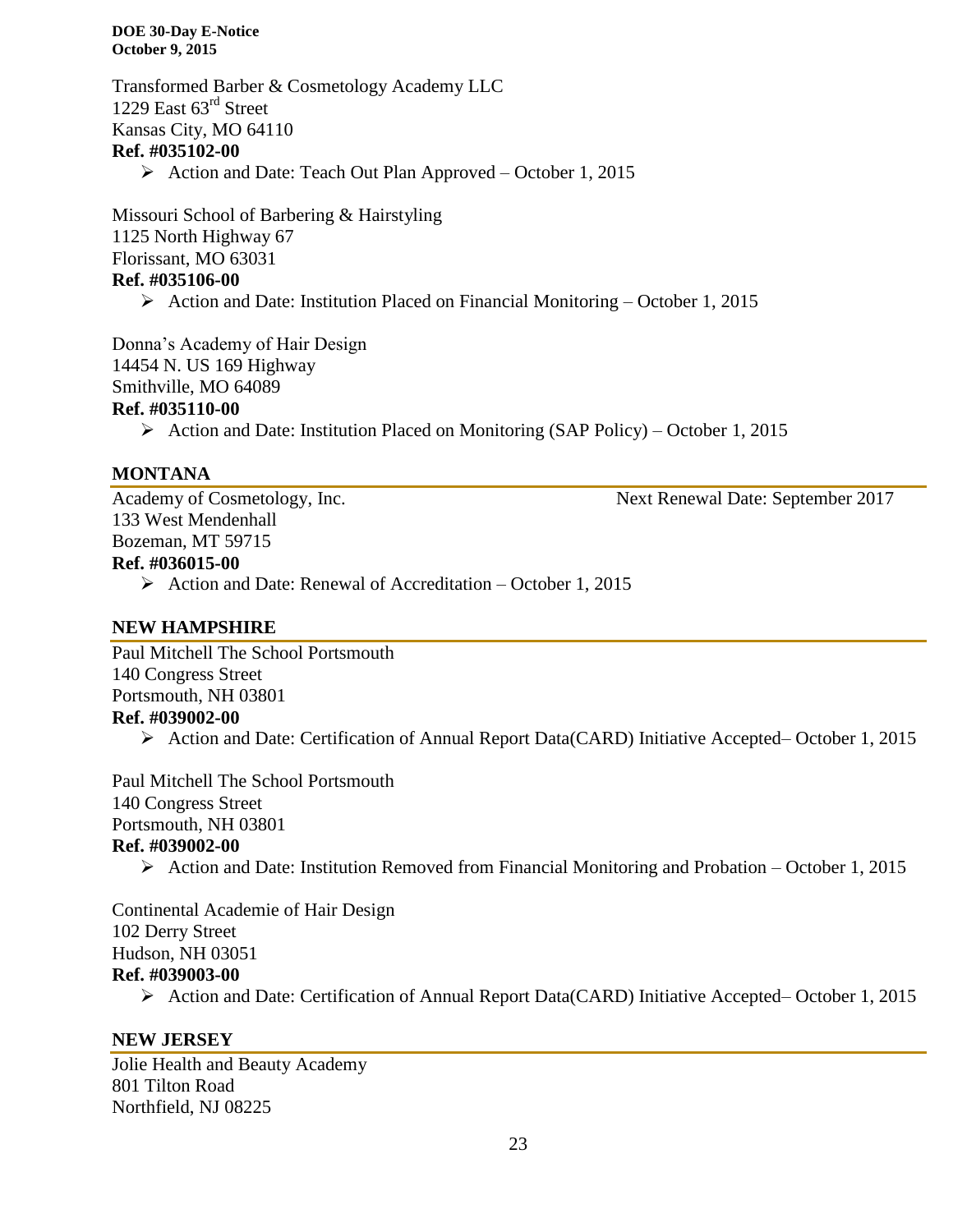Transformed Barber & Cosmetology Academy LLC
1229 East 63rd Street
Kansas City, MO 64110
**Ref. #035102-00**

- Action and Date: Teach Out Plan Approved – October 1, 2015

Missouri School of Barbering & Hairstyling
1125 North Highway 67
Florissant, MO 63031
**Ref. #035106-00**

- Action and Date: Institution Placed on Financial Monitoring – October 1, 2015

Donna's Academy of Hair Design
14454 N. US 169 Highway
Smithville, MO 64089
**Ref. #035110-00**

- Action and Date: Institution Placed on Monitoring (SAP Policy) – October 1, 2015

## MONTANA

Academy of Cosmetology, Inc. Next Renewal Date: September 2017
133 West Mendenhall
Bozeman, MT 59715
**Ref. #036015-00**

- Action and Date: Renewal of Accreditation – October 1, 2015

## NEW HAMPSHIRE

Paul Mitchell The School Portsmouth
140 Congress Street
Portsmouth, NH 03801
**Ref. #039002-00**

- Action and Date: Certification of Annual Report Data(CARD) Initiative Accepted– October 1, 2015

Paul Mitchell The School Portsmouth
140 Congress Street
Portsmouth, NH 03801
**Ref. #039002-00**

- Action and Date: Institution Removed from Financial Monitoring and Probation – October 1, 2015

Continental Academie of Hair Design
102 Derry Street
Hudson, NH 03051
**Ref. #039003-00**

- Action and Date: Certification of Annual Report Data(CARD) Initiative Accepted– October 1, 2015

## NEW JERSEY

Jolie Health and Beauty Academy
801 Tilton Road
Northfield, NJ 08225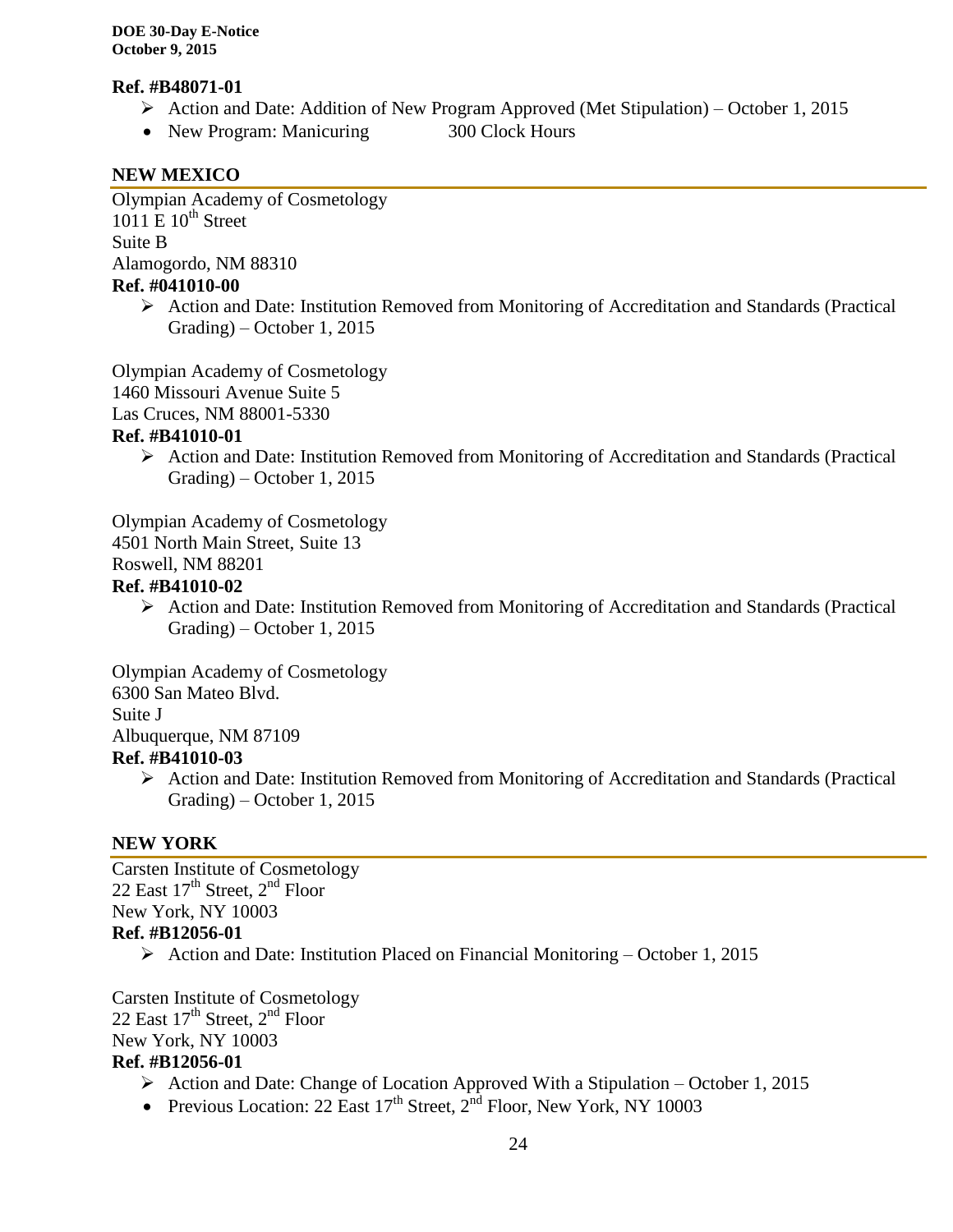**Ref. #B48071-01**

- Action and Date: Addition of New Program Approved (Met Stipulation) – October 1, 2015
- New Program: Manicuring 300 Clock Hours

## NEW MEXICO

Olympian Academy of Cosmetology
1011 E 10th Street
Suite B
Alamogordo, NM 88310

**Ref. #041010-00**

- Action and Date: Institution Removed from Monitoring of Accreditation and Standards (Practical Grading) – October 1, 2015

Olympian Academy of Cosmetology
1460 Missouri Avenue Suite 5
Las Cruces, NM 88001-5330

**Ref. #B41010-01**

- Action and Date: Institution Removed from Monitoring of Accreditation and Standards (Practical Grading) – October 1, 2015

Olympian Academy of Cosmetology
4501 North Main Street, Suite 13
Roswell, NM 88201

**Ref. #B41010-02**

- Action and Date: Institution Removed from Monitoring of Accreditation and Standards (Practical Grading) – October 1, 2015

Olympian Academy of Cosmetology
6300 San Mateo Blvd.
Suite J
Albuquerque, NM 87109

**Ref. #B41010-03**

- Action and Date: Institution Removed from Monitoring of Accreditation and Standards (Practical Grading) – October 1, 2015

## NEW YORK

Carsten Institute of Cosmetology
22 East 17th Street, 2nd Floor
New York, NY 10003

**Ref. #B12056-01**

- Action and Date: Institution Placed on Financial Monitoring – October 1, 2015

Carsten Institute of Cosmetology
22 East 17th Street, 2nd Floor
New York, NY 10003

**Ref. #B12056-01**

- Action and Date: Change of Location Approved With a Stipulation – October 1, 2015
- Previous Location: 22 East 17th Street, 2nd Floor, New York, NY 10003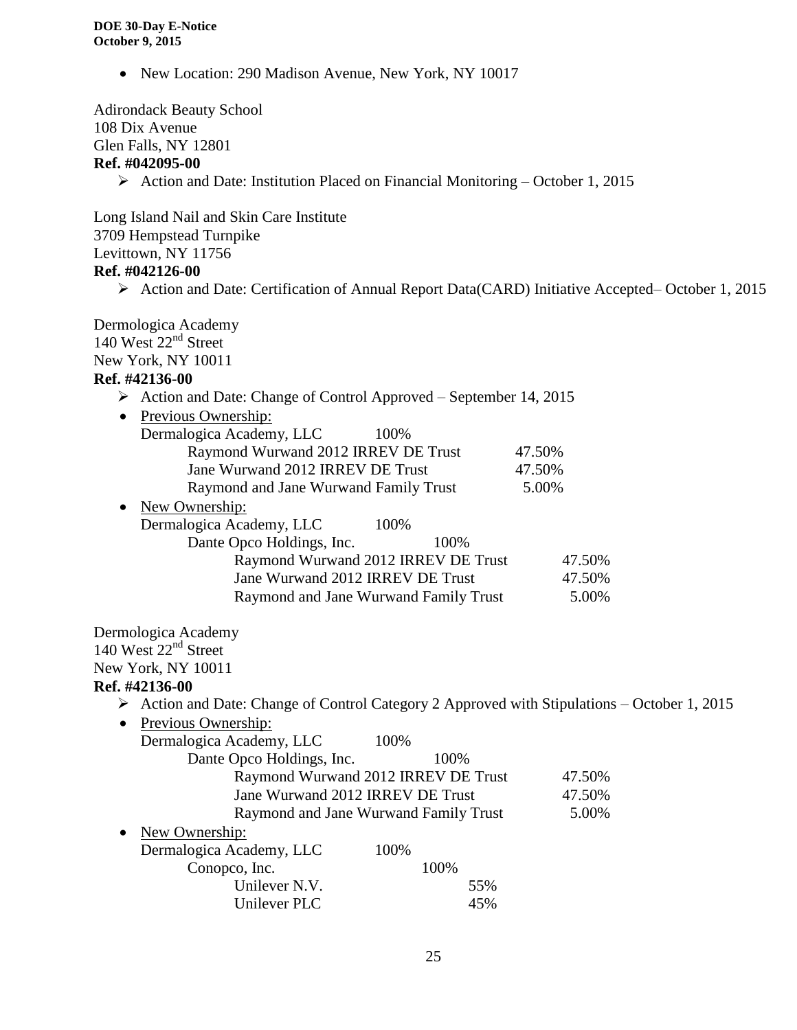- New Location: 290 Madison Avenue, New York, NY 10017

Adirondack Beauty School
108 Dix Avenue
Glen Falls, NY 12801
**Ref. #042095-00**

- Action and Date: Institution Placed on Financial Monitoring – October 1, 2015

Long Island Nail and Skin Care Institute
3709 Hempstead Turnpike
Levittown, NY 11756
**Ref. #042126-00**

- Action and Date: Certification of Annual Report Data(CARD) Initiative Accepted– October 1, 2015

Dermologica Academy
140 West 22nd Street
New York, NY 10011
**Ref. #42136-00**

- Action and Date: Change of Control Approved – September 14, 2015
- Previous Ownership:
  - Dermalogica Academy, LLC 100%
    - Raymond Wurwand 2012 IRREV DE Trust 47.50%
    - Jane Wurwand 2012 IRREV DE Trust 47.50%
    - Raymond and Jane Wurwand Family Trust 5.00%
- New Ownership:
  - Dermalogica Academy, LLC 100%
    - Dante Opco Holdings, Inc. 100%
      - Raymond Wurwand 2012 IRREV DE Trust 47.50%
      - Jane Wurwand 2012 IRREV DE Trust 47.50%
      - Raymond and Jane Wurwand Family Trust 5.00%

Dermologica Academy
140 West 22nd Street
New York, NY 10011
**Ref. #42136-00**

- Action and Date: Change of Control Category 2 Approved with Stipulations – October 1, 2015
- Previous Ownership:
  - Dermalogica Academy, LLC 100%
    - Dante Opco Holdings, Inc. 100%
      - Raymond Wurwand 2012 IRREV DE Trust 47.50%
      - Jane Wurwand 2012 IRREV DE Trust 47.50%
      - Raymond and Jane Wurwand Family Trust 5.00%
- New Ownership:
  - Dermalogica Academy, LLC 100%
    - Conopco, Inc. 100%
      - Unilever N.V. 55%
      - Unilever PLC 45%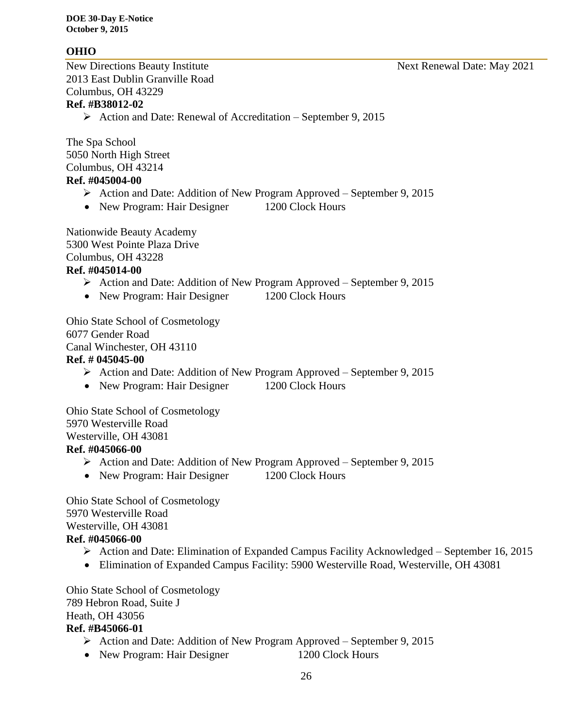## OHIO

New Directions Beauty Institute — Next Renewal Date: May 2021
2013 East Dublin Granville Road
Columbus, OH 43229
**Ref. #B38012-02**

- ➢ Action and Date: Renewal of Accreditation – September 9, 2015

The Spa School
5050 North High Street
Columbus, OH 43214
**Ref. #045004-00**

- ➢ Action and Date: Addition of New Program Approved – September 9, 2015
- New Program: Hair Designer 1200 Clock Hours

Nationwide Beauty Academy
5300 West Pointe Plaza Drive
Columbus, OH 43228
**Ref. #045014-00**

- ➢ Action and Date: Addition of New Program Approved – September 9, 2015
- New Program: Hair Designer 1200 Clock Hours

Ohio State School of Cosmetology
6077 Gender Road
Canal Winchester, OH 43110
**Ref. # 045045-00**

- ➢ Action and Date: Addition of New Program Approved – September 9, 2015
- New Program: Hair Designer 1200 Clock Hours

Ohio State School of Cosmetology
5970 Westerville Road
Westerville, OH 43081
**Ref. #045066-00**

- ➢ Action and Date: Addition of New Program Approved – September 9, 2015
- New Program: Hair Designer 1200 Clock Hours

Ohio State School of Cosmetology
5970 Westerville Road
Westerville, OH 43081
**Ref. #045066-00**

- ➢ Action and Date: Elimination of Expanded Campus Facility Acknowledged – September 16, 2015
- Elimination of Expanded Campus Facility: 5900 Westerville Road, Westerville, OH 43081

Ohio State School of Cosmetology
789 Hebron Road, Suite J
Heath, OH 43056
**Ref. #B45066-01**

- ➢ Action and Date: Addition of New Program Approved – September 9, 2015
- New Program: Hair Designer 1200 Clock Hours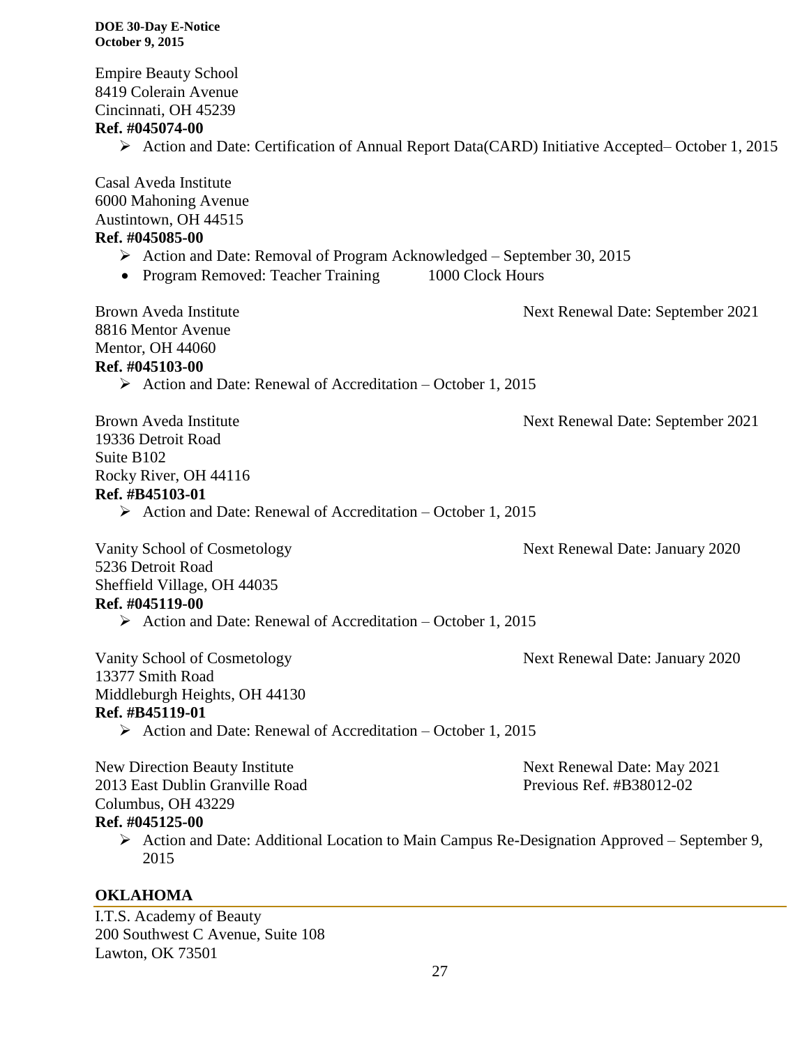Empire Beauty School
8419 Colerain Avenue
Cincinnati, OH 45239
**Ref. #045074-00**

- Action and Date: Certification of Annual Report Data(CARD) Initiative Accepted– October 1, 2015

Casal Aveda Institute
6000 Mahoning Avenue
Austintown, OH 44515
**Ref. #045085-00**

- Action and Date: Removal of Program Acknowledged – September 30, 2015
- Program Removed: Teacher Training 1000 Clock Hours

Brown Aveda Institute — Next Renewal Date: September 2021
8816 Mentor Avenue
Mentor, OH 44060
**Ref. #045103-00**

- Action and Date: Renewal of Accreditation – October 1, 2015

Brown Aveda Institute — Next Renewal Date: September 2021
19336 Detroit Road
Suite B102
Rocky River, OH 44116
**Ref. #B45103-01**

- Action and Date: Renewal of Accreditation – October 1, 2015

Vanity School of Cosmetology — Next Renewal Date: January 2020
5236 Detroit Road
Sheffield Village, OH 44035
**Ref. #045119-00**

- Action and Date: Renewal of Accreditation – October 1, 2015

Vanity School of Cosmetology — Next Renewal Date: January 2020
13377 Smith Road
Middleburgh Heights, OH 44130
**Ref. #B45119-01**

- Action and Date: Renewal of Accreditation – October 1, 2015

New Direction Beauty Institute — Next Renewal Date: May 2021
2013 East Dublin Granville Road — Previous Ref. #B38012-02
Columbus, OH 43229
**Ref. #045125-00**

- Action and Date: Additional Location to Main Campus Re-Designation Approved – September 9, 2015

## OKLAHOMA

I.T.S. Academy of Beauty
200 Southwest C Avenue, Suite 108
Lawton, OK 73501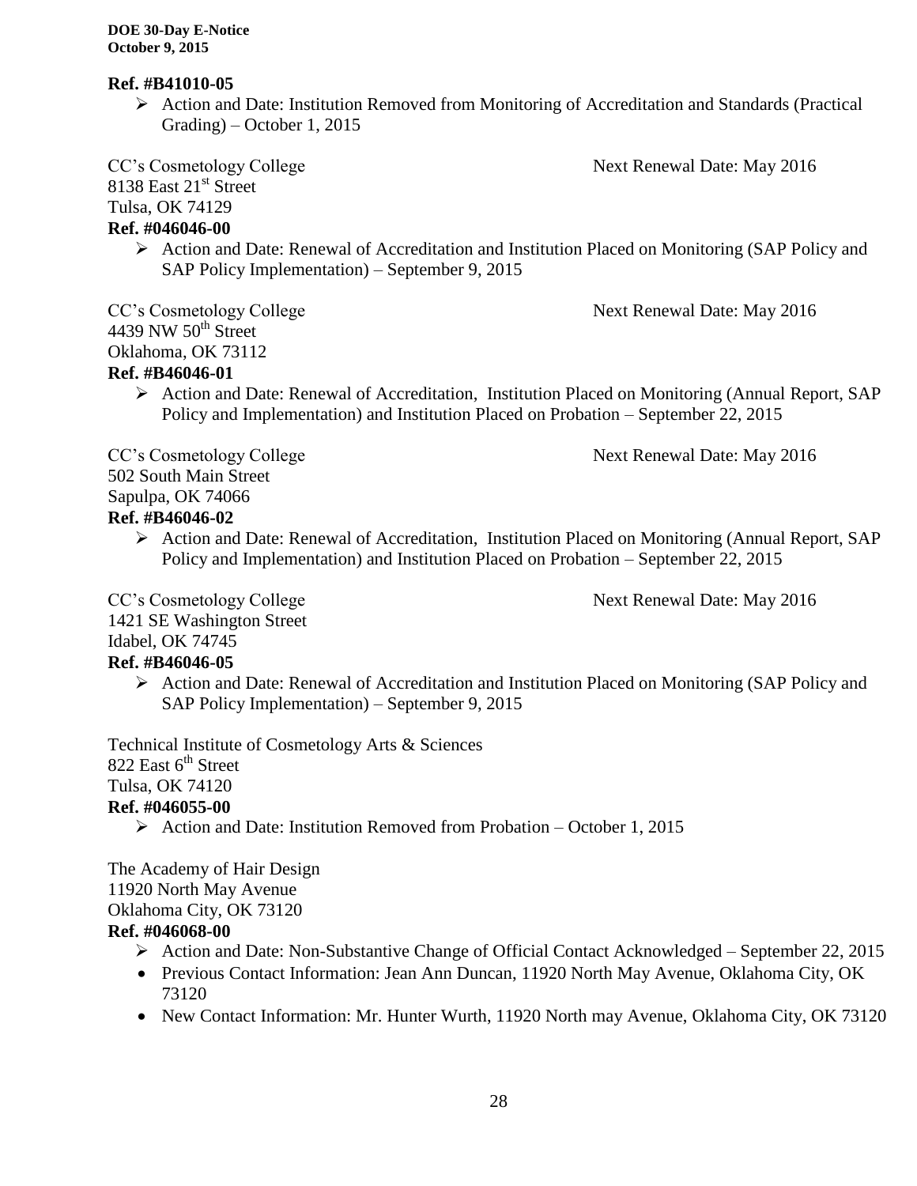**Ref. #B41010-05**

- Action and Date: Institution Removed from Monitoring of Accreditation and Standards (Practical Grading) – October 1, 2015

CC's Cosmetology College  
8138 East 21st Street  
Tulsa, OK 74129  
Next Renewal Date: May 2016

**Ref. #046046-00**

- Action and Date: Renewal of Accreditation and Institution Placed on Monitoring (SAP Policy and SAP Policy Implementation) – September 9, 2015

CC's Cosmetology College  
4439 NW 50th Street  
Oklahoma, OK 73112  
Next Renewal Date: May 2016

**Ref. #B46046-01**

- Action and Date: Renewal of Accreditation, Institution Placed on Monitoring (Annual Report, SAP Policy and Implementation) and Institution Placed on Probation – September 22, 2015

CC's Cosmetology College  
502 South Main Street  
Sapulpa, OK 74066  
Next Renewal Date: May 2016

**Ref. #B46046-02**

- Action and Date: Renewal of Accreditation, Institution Placed on Monitoring (Annual Report, SAP Policy and Implementation) and Institution Placed on Probation – September 22, 2015

CC's Cosmetology College  
1421 SE Washington Street  
Idabel, OK 74745  
Next Renewal Date: May 2016

**Ref. #B46046-05**

- Action and Date: Renewal of Accreditation and Institution Placed on Monitoring (SAP Policy and SAP Policy Implementation) – September 9, 2015

Technical Institute of Cosmetology Arts & Sciences  
822 East 6th Street  
Tulsa, OK 74120

**Ref. #046055-00**

- Action and Date: Institution Removed from Probation – October 1, 2015

The Academy of Hair Design  
11920 North May Avenue  
Oklahoma City, OK 73120

**Ref. #046068-00**

- Action and Date: Non-Substantive Change of Official Contact Acknowledged – September 22, 2015
- Previous Contact Information: Jean Ann Duncan, 11920 North May Avenue, Oklahoma City, OK 73120
- New Contact Information: Mr. Hunter Wurth, 11920 North may Avenue, Oklahoma City, OK 73120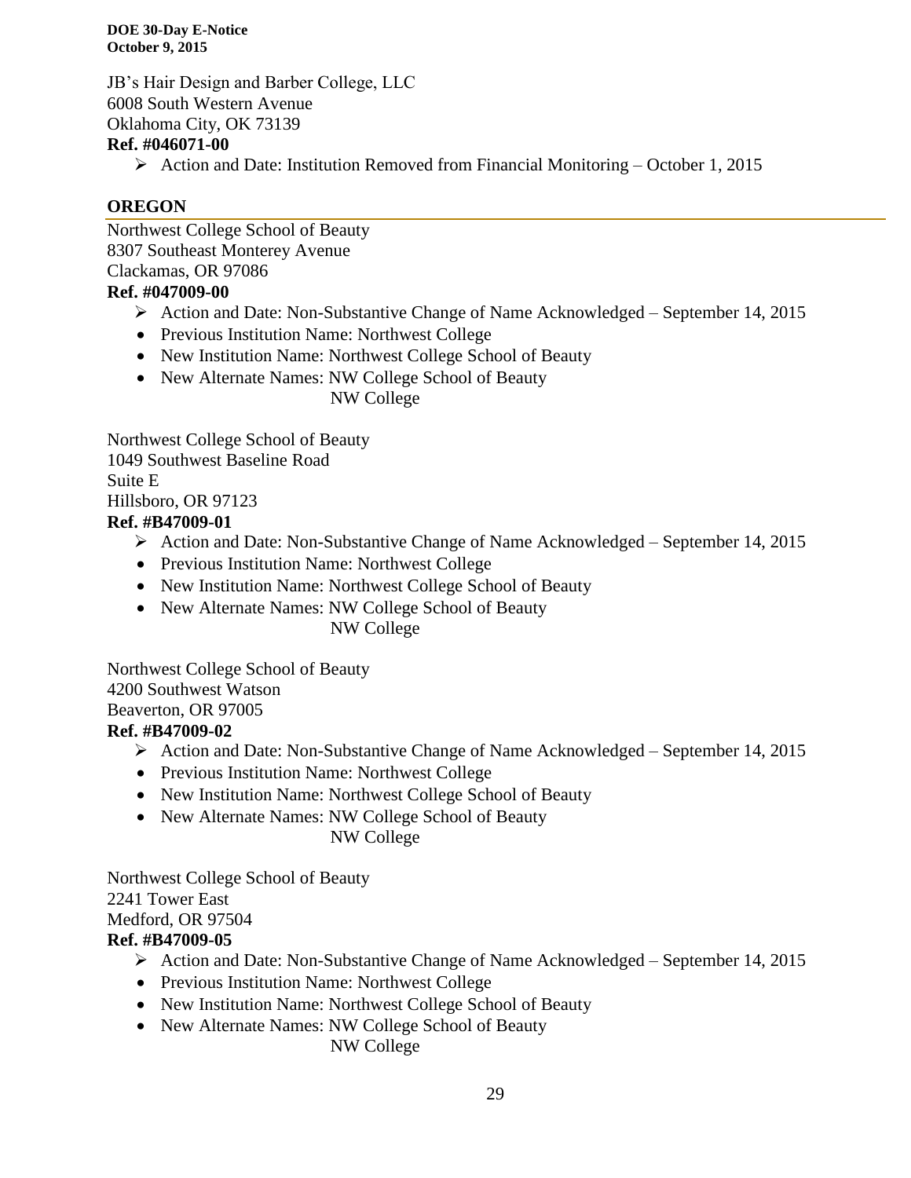JB's Hair Design and Barber College, LLC
6008 South Western Avenue
Oklahoma City, OK 73139
**Ref. #046071-00**

- Action and Date: Institution Removed from Financial Monitoring – October 1, 2015

## OREGON

Northwest College School of Beauty
8307 Southeast Monterey Avenue
Clackamas, OR 97086
**Ref. #047009-00**

- Action and Date: Non-Substantive Change of Name Acknowledged – September 14, 2015
- Previous Institution Name: Northwest College
- New Institution Name: Northwest College School of Beauty
- New Alternate Names: NW College School of Beauty
  NW College

Northwest College School of Beauty
1049 Southwest Baseline Road
Suite E
Hillsboro, OR 97123
**Ref. #B47009-01**

- Action and Date: Non-Substantive Change of Name Acknowledged – September 14, 2015
- Previous Institution Name: Northwest College
- New Institution Name: Northwest College School of Beauty
- New Alternate Names: NW College School of Beauty
  NW College

Northwest College School of Beauty
4200 Southwest Watson
Beaverton, OR 97005
**Ref. #B47009-02**

- Action and Date: Non-Substantive Change of Name Acknowledged – September 14, 2015
- Previous Institution Name: Northwest College
- New Institution Name: Northwest College School of Beauty
- New Alternate Names: NW College School of Beauty
  NW College

Northwest College School of Beauty
2241 Tower East
Medford, OR 97504
**Ref. #B47009-05**

- Action and Date: Non-Substantive Change of Name Acknowledged – September 14, 2015
- Previous Institution Name: Northwest College
- New Institution Name: Northwest College School of Beauty
- New Alternate Names: NW College School of Beauty
  NW College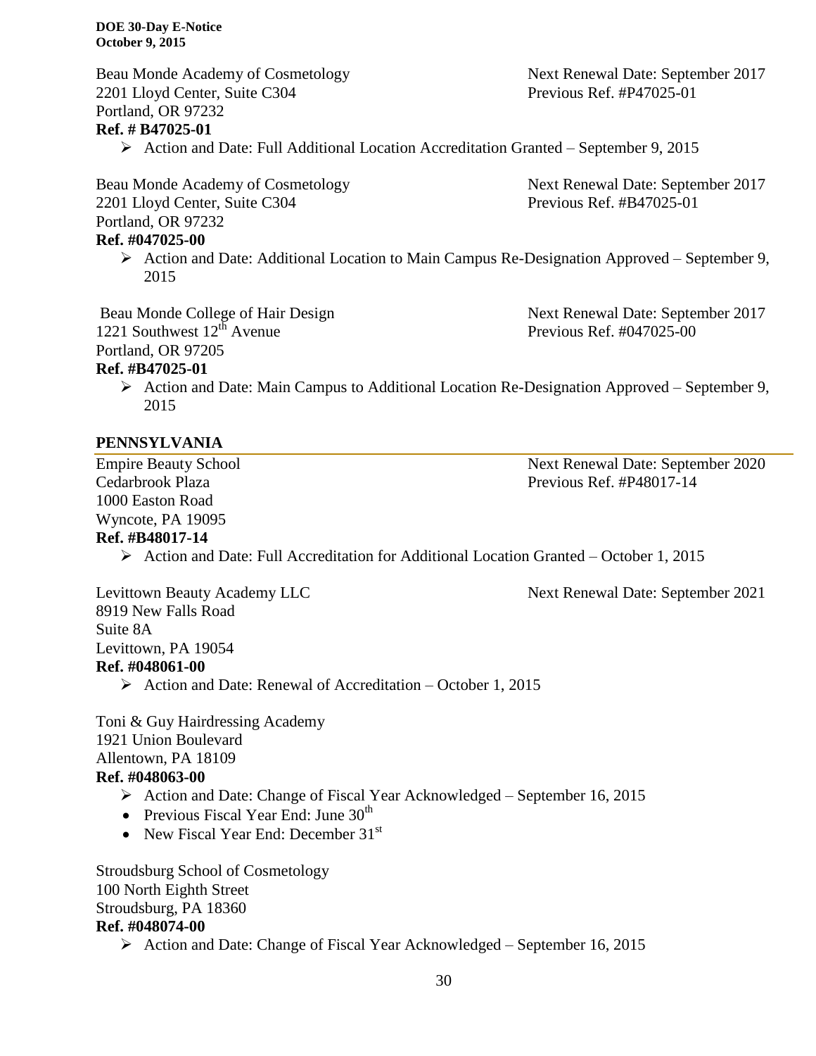Beau Monde Academy of Cosmetology
2201 Lloyd Center, Suite C304
Portland, OR 97232
**Ref. # B47025-01**

Next Renewal Date: September 2017
Previous Ref. #P47025-01

- Action and Date: Full Additional Location Accreditation Granted – September 9, 2015

Beau Monde Academy of Cosmetology
2201 Lloyd Center, Suite C304
Portland, OR 97232
**Ref. #047025-00**

Next Renewal Date: September 2017
Previous Ref. #B47025-01

- Action and Date: Additional Location to Main Campus Re-Designation Approved – September 9, 2015

Beau Monde College of Hair Design
1221 Southwest 12th Avenue
Portland, OR 97205
**Ref. #B47025-01**

Next Renewal Date: September 2017
Previous Ref. #047025-00

- Action and Date: Main Campus to Additional Location Re-Designation Approved – September 9, 2015

## PENNSYLVANIA

Empire Beauty School
Cedarbrook Plaza
1000 Easton Road
Wyncote, PA 19095
**Ref. #B48017-14**

Next Renewal Date: September 2020
Previous Ref. #P48017-14

- Action and Date: Full Accreditation for Additional Location Granted – October 1, 2015

Levittown Beauty Academy LLC
8919 New Falls Road
Suite 8A
Levittown, PA 19054
**Ref. #048061-00**

Next Renewal Date: September 2021

- Action and Date: Renewal of Accreditation – October 1, 2015

Toni & Guy Hairdressing Academy
1921 Union Boulevard
Allentown, PA 18109
**Ref. #048063-00**

- Action and Date: Change of Fiscal Year Acknowledged – September 16, 2015
- Previous Fiscal Year End: June 30th
- New Fiscal Year End: December 31st

Stroudsburg School of Cosmetology
100 North Eighth Street
Stroudsburg, PA 18360
**Ref. #048074-00**

- Action and Date: Change of Fiscal Year Acknowledged – September 16, 2015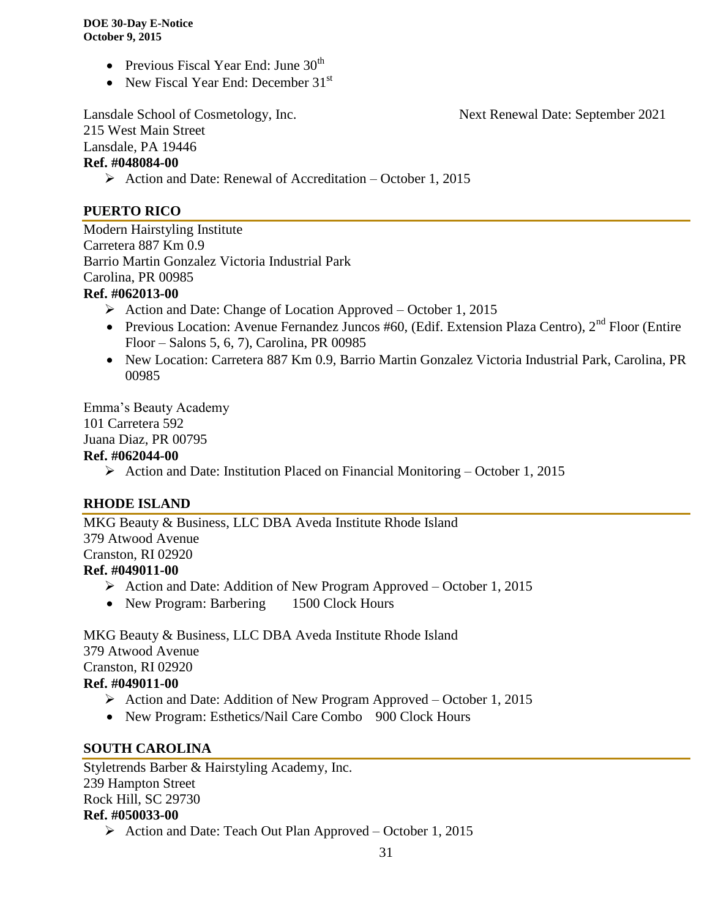- Previous Fiscal Year End: June 30th
- New Fiscal Year End: December 31st

Lansdale School of Cosmetology, Inc. Next Renewal Date: September 2021
215 West Main Street
Lansdale, PA 19446
**Ref. #048084-00**

- ➢ Action and Date: Renewal of Accreditation – October 1, 2015

## PUERTO RICO

Modern Hairstyling Institute
Carretera 887 Km 0.9
Barrio Martin Gonzalez Victoria Industrial Park
Carolina, PR 00985
**Ref. #062013-00**

- ➢ Action and Date: Change of Location Approved – October 1, 2015
- Previous Location: Avenue Fernandez Juncos #60, (Edif. Extension Plaza Centro), 2nd Floor (Entire Floor – Salons 5, 6, 7), Carolina, PR 00985
- New Location: Carretera 887 Km 0.9, Barrio Martin Gonzalez Victoria Industrial Park, Carolina, PR 00985

Emma's Beauty Academy
101 Carretera 592
Juana Diaz, PR 00795
**Ref. #062044-00**

- ➢ Action and Date: Institution Placed on Financial Monitoring – October 1, 2015

## RHODE ISLAND

MKG Beauty & Business, LLC DBA Aveda Institute Rhode Island
379 Atwood Avenue
Cranston, RI 02920
**Ref. #049011-00**

- ➢ Action and Date: Addition of New Program Approved – October 1, 2015
- New Program: Barbering 1500 Clock Hours

MKG Beauty & Business, LLC DBA Aveda Institute Rhode Island
379 Atwood Avenue
Cranston, RI 02920
**Ref. #049011-00**

- ➢ Action and Date: Addition of New Program Approved – October 1, 2015
- New Program: Esthetics/Nail Care Combo 900 Clock Hours

## SOUTH CAROLINA

Styletrends Barber & Hairstyling Academy, Inc.
239 Hampton Street
Rock Hill, SC 29730
**Ref. #050033-00**

- ➢ Action and Date: Teach Out Plan Approved – October 1, 2015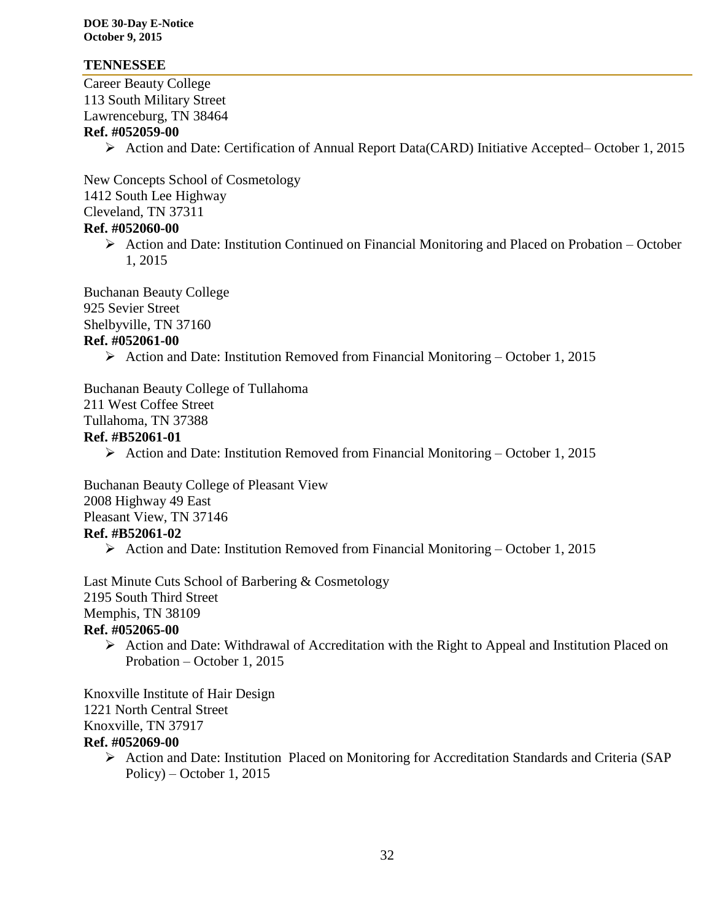## TENNESSEE

Career Beauty College
113 South Military Street
Lawrenceburg, TN 38464
**Ref. #052059-00**

- Action and Date: Certification of Annual Report Data(CARD) Initiative Accepted– October 1, 2015

New Concepts School of Cosmetology
1412 South Lee Highway
Cleveland, TN 37311
**Ref. #052060-00**

- Action and Date: Institution Continued on Financial Monitoring and Placed on Probation – October 1, 2015

Buchanan Beauty College
925 Sevier Street
Shelbyville, TN 37160
**Ref. #052061-00**

- Action and Date: Institution Removed from Financial Monitoring – October 1, 2015

Buchanan Beauty College of Tullahoma
211 West Coffee Street
Tullahoma, TN 37388
**Ref. #B52061-01**

- Action and Date: Institution Removed from Financial Monitoring – October 1, 2015

Buchanan Beauty College of Pleasant View
2008 Highway 49 East
Pleasant View, TN 37146
**Ref. #B52061-02**

- Action and Date: Institution Removed from Financial Monitoring – October 1, 2015

Last Minute Cuts School of Barbering & Cosmetology
2195 South Third Street
Memphis, TN 38109
**Ref. #052065-00**

- Action and Date: Withdrawal of Accreditation with the Right to Appeal and Institution Placed on Probation – October 1, 2015

Knoxville Institute of Hair Design
1221 North Central Street
Knoxville, TN 37917
**Ref. #052069-00**

- Action and Date: Institution Placed on Monitoring for Accreditation Standards and Criteria (SAP Policy) – October 1, 2015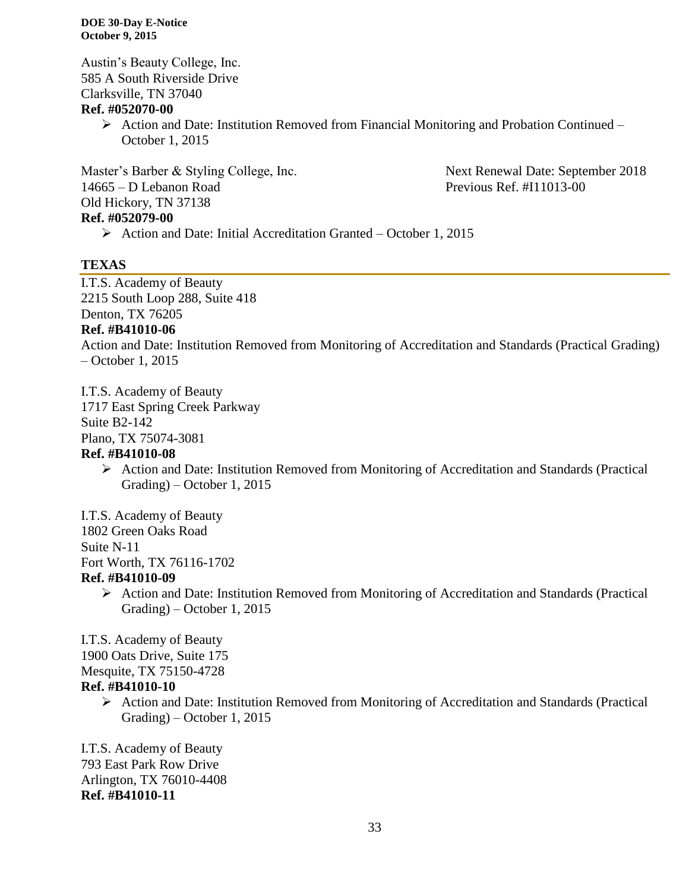Austin's Beauty College, Inc.
585 A South Riverside Drive
Clarksville, TN 37040
**Ref. #052070-00**

- Action and Date: Institution Removed from Financial Monitoring and Probation Continued – October 1, 2015

Master's Barber & Styling College, Inc.
14665 – D Lebanon Road
Old Hickory, TN 37138
**Ref. #052079-00**

Next Renewal Date: September 2018
Previous Ref. #I11013-00

- Action and Date: Initial Accreditation Granted – October 1, 2015

## TEXAS

I.T.S. Academy of Beauty
2215 South Loop 288, Suite 418
Denton, TX 76205
**Ref. #B41010-06**
Action and Date: Institution Removed from Monitoring of Accreditation and Standards (Practical Grading) – October 1, 2015

I.T.S. Academy of Beauty
1717 East Spring Creek Parkway
Suite B2-142
Plano, TX 75074-3081
**Ref. #B41010-08**

- Action and Date: Institution Removed from Monitoring of Accreditation and Standards (Practical Grading) – October 1, 2015

I.T.S. Academy of Beauty
1802 Green Oaks Road
Suite N-11
Fort Worth, TX 76116-1702
**Ref. #B41010-09**

- Action and Date: Institution Removed from Monitoring of Accreditation and Standards (Practical Grading) – October 1, 2015

I.T.S. Academy of Beauty
1900 Oats Drive, Suite 175
Mesquite, TX 75150-4728
**Ref. #B41010-10**

- Action and Date: Institution Removed from Monitoring of Accreditation and Standards (Practical Grading) – October 1, 2015

I.T.S. Academy of Beauty
793 East Park Row Drive
Arlington, TX 76010-4408
**Ref. #B41010-11**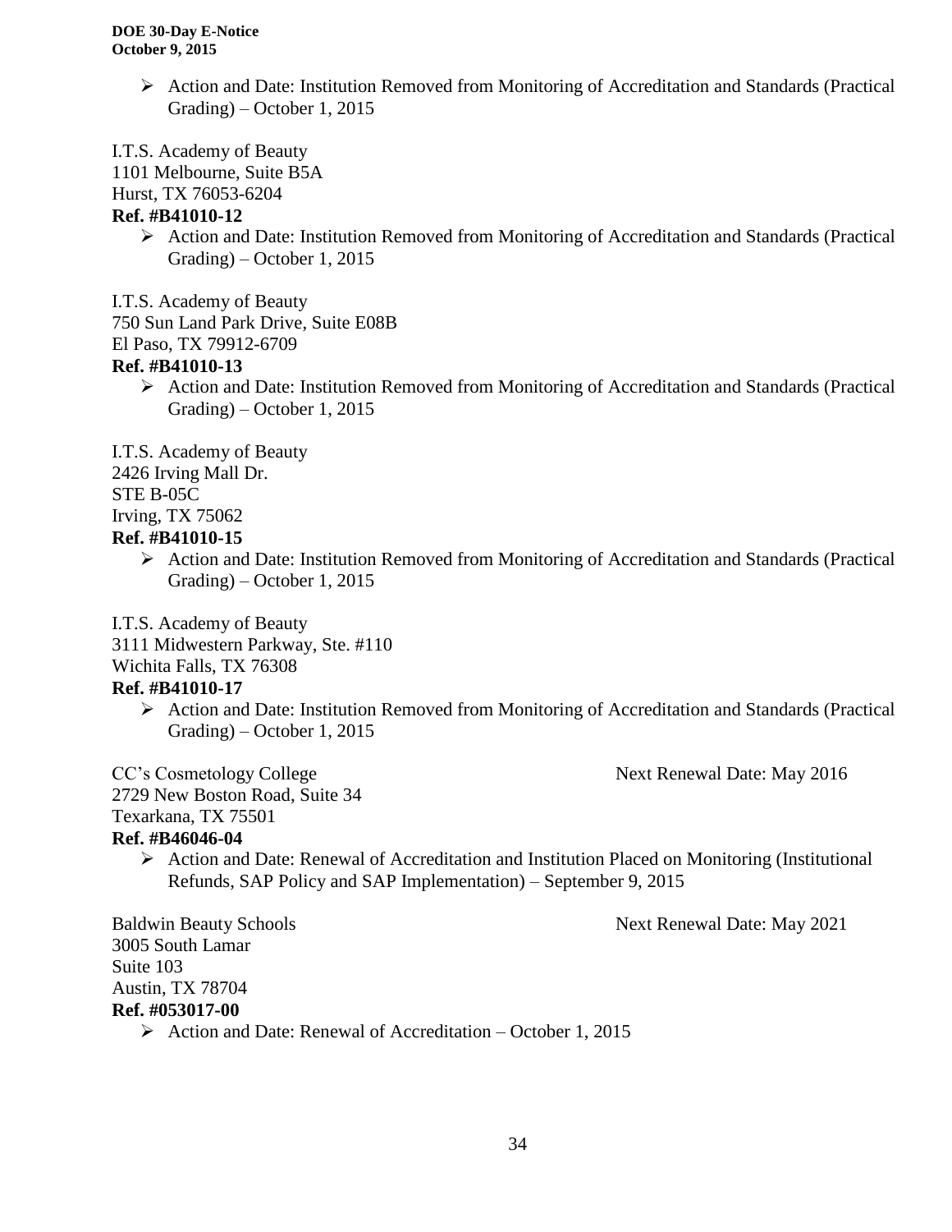- Action and Date: Institution Removed from Monitoring of Accreditation and Standards (Practical Grading) – October 1, 2015

I.T.S. Academy of Beauty
1101 Melbourne, Suite B5A
Hurst, TX 76053-6204
**Ref. #B41010-12**

- Action and Date: Institution Removed from Monitoring of Accreditation and Standards (Practical Grading) – October 1, 2015

I.T.S. Academy of Beauty
750 Sun Land Park Drive, Suite E08B
El Paso, TX 79912-6709
**Ref. #B41010-13**

- Action and Date: Institution Removed from Monitoring of Accreditation and Standards (Practical Grading) – October 1, 2015

I.T.S. Academy of Beauty
2426 Irving Mall Dr.
STE B-05C
Irving, TX 75062
**Ref. #B41010-15**

- Action and Date: Institution Removed from Monitoring of Accreditation and Standards (Practical Grading) – October 1, 2015

I.T.S. Academy of Beauty
3111 Midwestern Parkway, Ste. #110
Wichita Falls, TX 76308
**Ref. #B41010-17**

- Action and Date: Institution Removed from Monitoring of Accreditation and Standards (Practical Grading) – October 1, 2015

CC's Cosmetology College — Next Renewal Date: May 2016
2729 New Boston Road, Suite 34
Texarkana, TX 75501
**Ref. #B46046-04**

- Action and Date: Renewal of Accreditation and Institution Placed on Monitoring (Institutional Refunds, SAP Policy and SAP Implementation) – September 9, 2015

Baldwin Beauty Schools — Next Renewal Date: May 2021
3005 South Lamar
Suite 103
Austin, TX 78704
**Ref. #053017-00**

- Action and Date: Renewal of Accreditation – October 1, 2015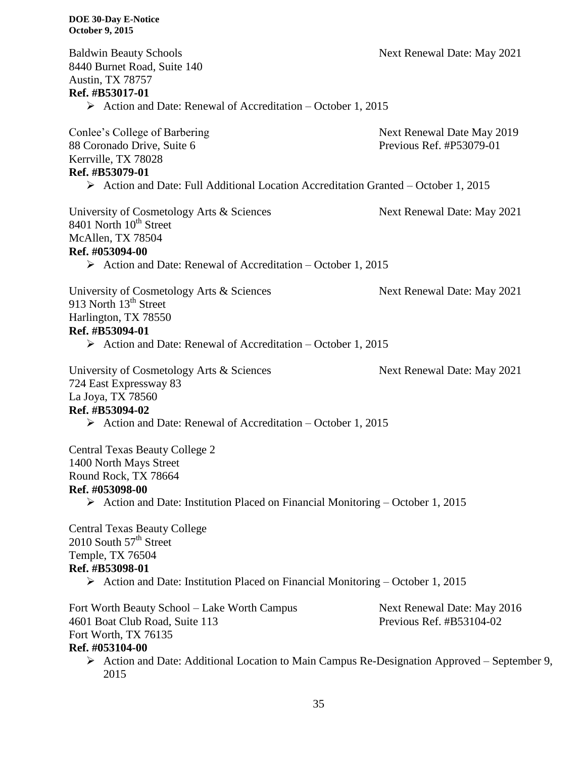Baldwin Beauty Schools
8440 Burnet Road, Suite 140
Austin, TX 78757
**Ref. #B53017-01**

Next Renewal Date: May 2021

- Action and Date: Renewal of Accreditation – October 1, 2015

Conlee's College of Barbering
88 Coronado Drive, Suite 6
Kerrville, TX 78028
**Ref. #B53079-01**

Next Renewal Date May 2019
Previous Ref. #P53079-01

- Action and Date: Full Additional Location Accreditation Granted – October 1, 2015

University of Cosmetology Arts & Sciences
8401 North 10th Street
McAllen, TX 78504
**Ref. #053094-00**

Next Renewal Date: May 2021

- Action and Date: Renewal of Accreditation – October 1, 2015

University of Cosmetology Arts & Sciences
913 North 13th Street
Harlington, TX 78550
**Ref. #B53094-01**

Next Renewal Date: May 2021

- Action and Date: Renewal of Accreditation – October 1, 2015

University of Cosmetology Arts & Sciences
724 East Expressway 83
La Joya, TX 78560
**Ref. #B53094-02**

Next Renewal Date: May 2021

- Action and Date: Renewal of Accreditation – October 1, 2015

Central Texas Beauty College 2
1400 North Mays Street
Round Rock, TX 78664
**Ref. #053098-00**

- Action and Date: Institution Placed on Financial Monitoring – October 1, 2015

Central Texas Beauty College
2010 South 57th Street
Temple, TX 76504
**Ref. #B53098-01**

- Action and Date: Institution Placed on Financial Monitoring – October 1, 2015

Fort Worth Beauty School – Lake Worth Campus
4601 Boat Club Road, Suite 113
Fort Worth, TX 76135
**Ref. #053104-00**

Next Renewal Date: May 2016
Previous Ref. #B53104-02

- Action and Date: Additional Location to Main Campus Re-Designation Approved – September 9, 2015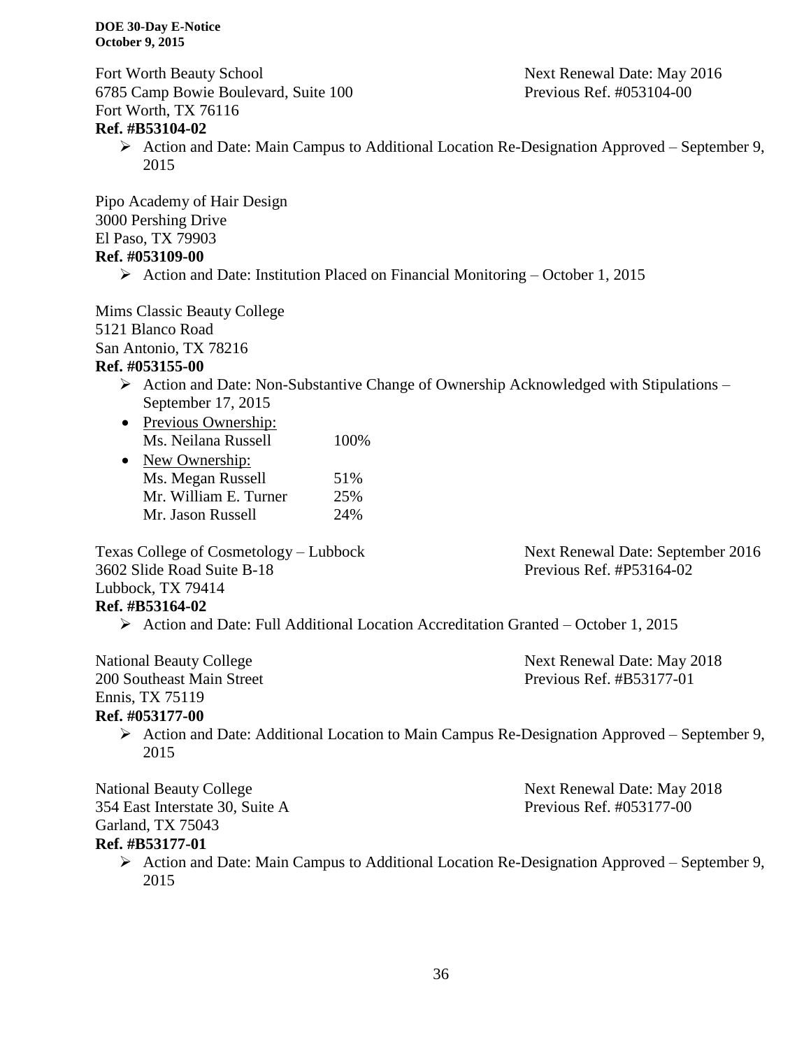Fort Worth Beauty School
6785 Camp Bowie Boulevard, Suite 100
Fort Worth, TX 76116
Next Renewal Date: May 2016
Previous Ref. #053104-00

**Ref. #B53104-02**

- Action and Date: Main Campus to Additional Location Re-Designation Approved – September 9, 2015

Pipo Academy of Hair Design
3000 Pershing Drive
El Paso, TX 79903

**Ref. #053109-00**

- Action and Date: Institution Placed on Financial Monitoring – October 1, 2015

Mims Classic Beauty College
5121 Blanco Road
San Antonio, TX 78216

**Ref. #053155-00**

- Action and Date: Non-Substantive Change of Ownership Acknowledged with Stipulations – September 17, 2015
- Previous Ownership:
  Ms. Neilana Russell 100%
- New Ownership:
  Ms. Megan Russell 51%
  Mr. William E. Turner 25%
  Mr. Jason Russell 24%

Texas College of Cosmetology – Lubbock
3602 Slide Road Suite B-18
Lubbock, TX 79414
Next Renewal Date: September 2016
Previous Ref. #P53164-02

**Ref. #B53164-02**

- Action and Date: Full Additional Location Accreditation Granted – October 1, 2015

National Beauty College
200 Southeast Main Street
Ennis, TX 75119
Next Renewal Date: May 2018
Previous Ref. #B53177-01

**Ref. #053177-00**

- Action and Date: Additional Location to Main Campus Re-Designation Approved – September 9, 2015

National Beauty College
354 East Interstate 30, Suite A
Garland, TX 75043
Next Renewal Date: May 2018
Previous Ref. #053177-00

**Ref. #B53177-01**

- Action and Date: Main Campus to Additional Location Re-Designation Approved – September 9, 2015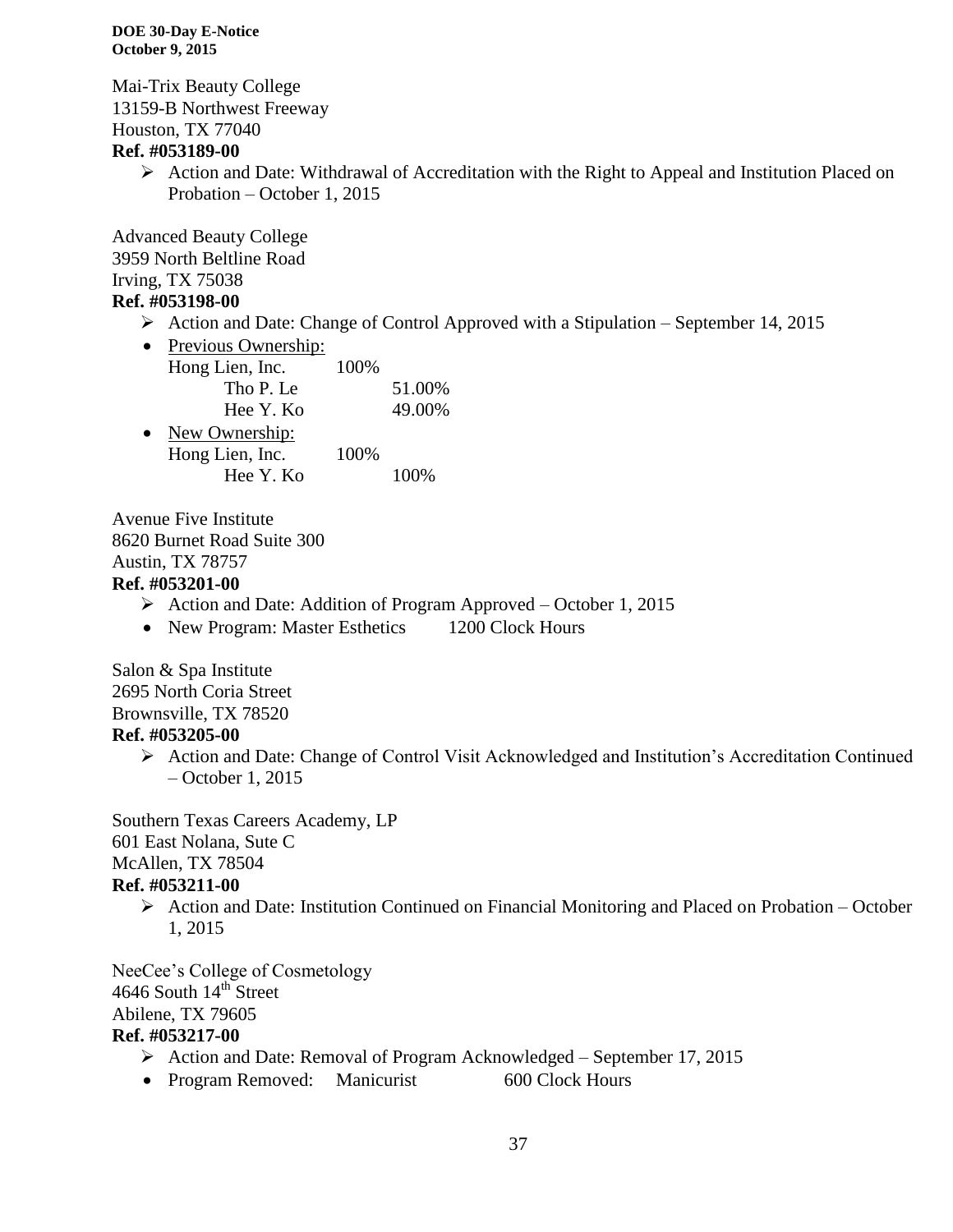Mai-Trix Beauty College
13159-B Northwest Freeway
Houston, TX 77040
**Ref. #053189-00**

- Action and Date: Withdrawal of Accreditation with the Right to Appeal and Institution Placed on Probation – October 1, 2015

Advanced Beauty College
3959 North Beltline Road
Irving, TX 75038
**Ref. #053198-00**

- Action and Date: Change of Control Approved with a Stipulation – September 14, 2015
- Previous Ownership:
  Hong Lien, Inc. 100%
  - Tho P. Le 51.00%
  - Hee Y. Ko 49.00%
- New Ownership:
  Hong Lien, Inc. 100%
  - Hee Y. Ko 100%

Avenue Five Institute
8620 Burnet Road Suite 300
Austin, TX 78757
**Ref. #053201-00**

- Action and Date: Addition of Program Approved – October 1, 2015
- New Program: Master Esthetics 1200 Clock Hours

Salon & Spa Institute
2695 North Coria Street
Brownsville, TX 78520
**Ref. #053205-00**

- Action and Date: Change of Control Visit Acknowledged and Institution's Accreditation Continued – October 1, 2015

Southern Texas Careers Academy, LP
601 East Nolana, Sute C
McAllen, TX 78504
**Ref. #053211-00**

- Action and Date: Institution Continued on Financial Monitoring and Placed on Probation – October 1, 2015

NeeCee's College of Cosmetology
4646 South 14th Street
Abilene, TX 79605
**Ref. #053217-00**

- Action and Date: Removal of Program Acknowledged – September 17, 2015
- Program Removed: Manicurist 600 Clock Hours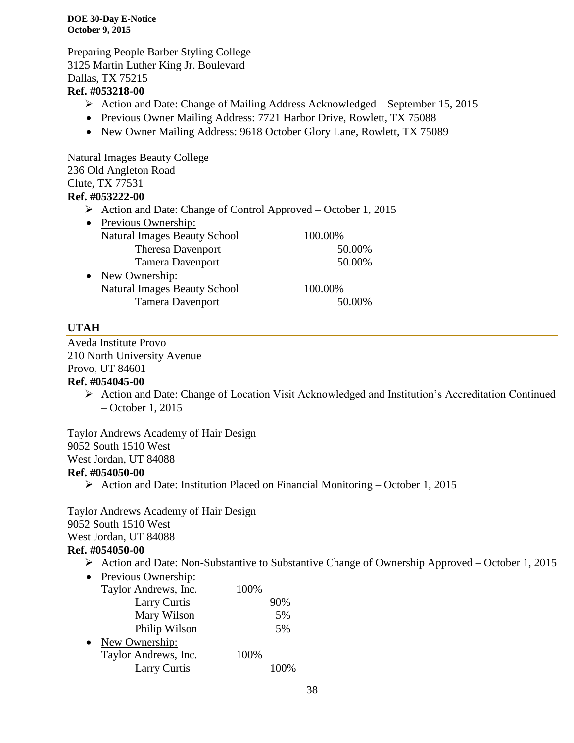Preparing People Barber Styling College
3125 Martin Luther King Jr. Boulevard
Dallas, TX 75215
**Ref. #053218-00**

- Action and Date: Change of Mailing Address Acknowledged – September 15, 2015
- Previous Owner Mailing Address: 7721 Harbor Drive, Rowlett, TX 75088
- New Owner Mailing Address: 9618 October Glory Lane, Rowlett, TX 75089

Natural Images Beauty College
236 Old Angleton Road
Clute, TX 77531
**Ref. #053222-00**

- Action and Date: Change of Control Approved – October 1, 2015
- Previous Ownership:
  - Natural Images Beauty School 100.00%
    - Theresa Davenport 50.00%
    - Tamera Davenport 50.00%
- New Ownership:
  - Natural Images Beauty School 100.00%
    - Tamera Davenport 50.00%

## UTAH

Aveda Institute Provo
210 North University Avenue
Provo, UT 84601
**Ref. #054045-00**

- Action and Date: Change of Location Visit Acknowledged and Institution's Accreditation Continued – October 1, 2015

Taylor Andrews Academy of Hair Design
9052 South 1510 West
West Jordan, UT 84088
**Ref. #054050-00**

- Action and Date: Institution Placed on Financial Monitoring – October 1, 2015

Taylor Andrews Academy of Hair Design
9052 South 1510 West
West Jordan, UT 84088
**Ref. #054050-00**

- Action and Date: Non-Substantive to Substantive Change of Ownership Approved – October 1, 2015
- Previous Ownership:
  - Taylor Andrews, Inc. 100%
    - Larry Curtis 90%
    - Mary Wilson 5%
    - Philip Wilson 5%
- New Ownership:
  - Taylor Andrews, Inc. 100%
    - Larry Curtis 100%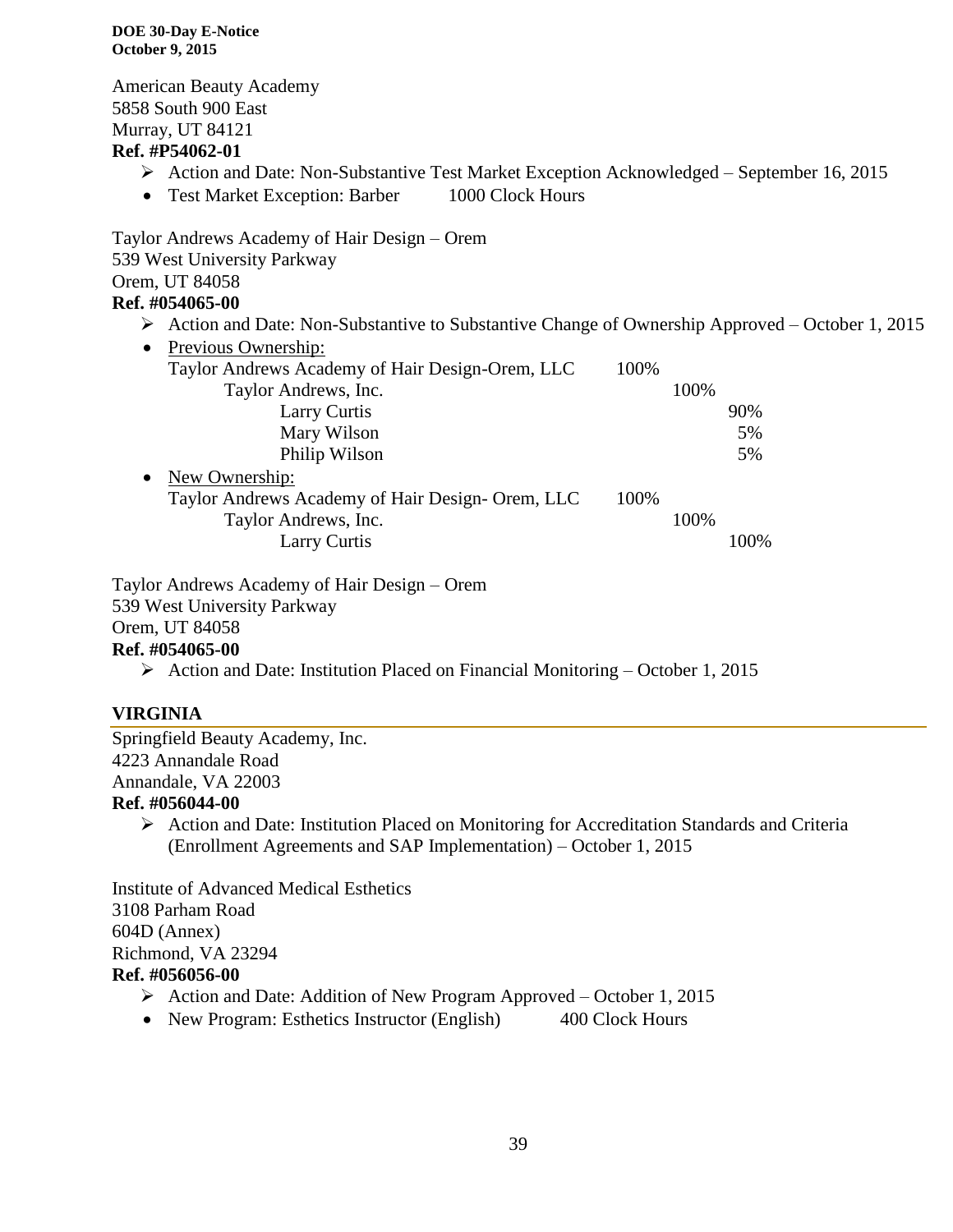American Beauty Academy
5858 South 900 East
Murray, UT 84121
**Ref. #P54062-01**

- ➢ Action and Date: Non-Substantive Test Market Exception Acknowledged – September 16, 2015
- Test Market Exception: Barber 1000 Clock Hours

Taylor Andrews Academy of Hair Design – Orem
539 West University Parkway
Orem, UT 84058
**Ref. #054065-00**

- ➢ Action and Date: Non-Substantive to Substantive Change of Ownership Approved – October 1, 2015
- Previous Ownership:

| | | | |
|---|---|---|---|
| Taylor Andrews Academy of Hair Design-Orem, LLC | 100% | | |
| Taylor Andrews, Inc. | | 100% | |
| Larry Curtis | | | 90% |
| Mary Wilson | | | 5% |
| Philip Wilson | | | 5% |

- New Ownership:

| | | | |
|---|---|---|---|
| Taylor Andrews Academy of Hair Design- Orem, LLC | 100% | | |
| Taylor Andrews, Inc. | | 100% | |
| Larry Curtis | | | 100% |

Taylor Andrews Academy of Hair Design – Orem
539 West University Parkway
Orem, UT 84058
**Ref. #054065-00**

- ➢ Action and Date: Institution Placed on Financial Monitoring – October 1, 2015

## VIRGINIA

Springfield Beauty Academy, Inc.
4223 Annandale Road
Annandale, VA 22003
**Ref. #056044-00**

- ➢ Action and Date: Institution Placed on Monitoring for Accreditation Standards and Criteria (Enrollment Agreements and SAP Implementation) – October 1, 2015

Institute of Advanced Medical Esthetics
3108 Parham Road
604D (Annex)
Richmond, VA 23294
**Ref. #056056-00**

- ➢ Action and Date: Addition of New Program Approved – October 1, 2015
- New Program: Esthetics Instructor (English) 400 Clock Hours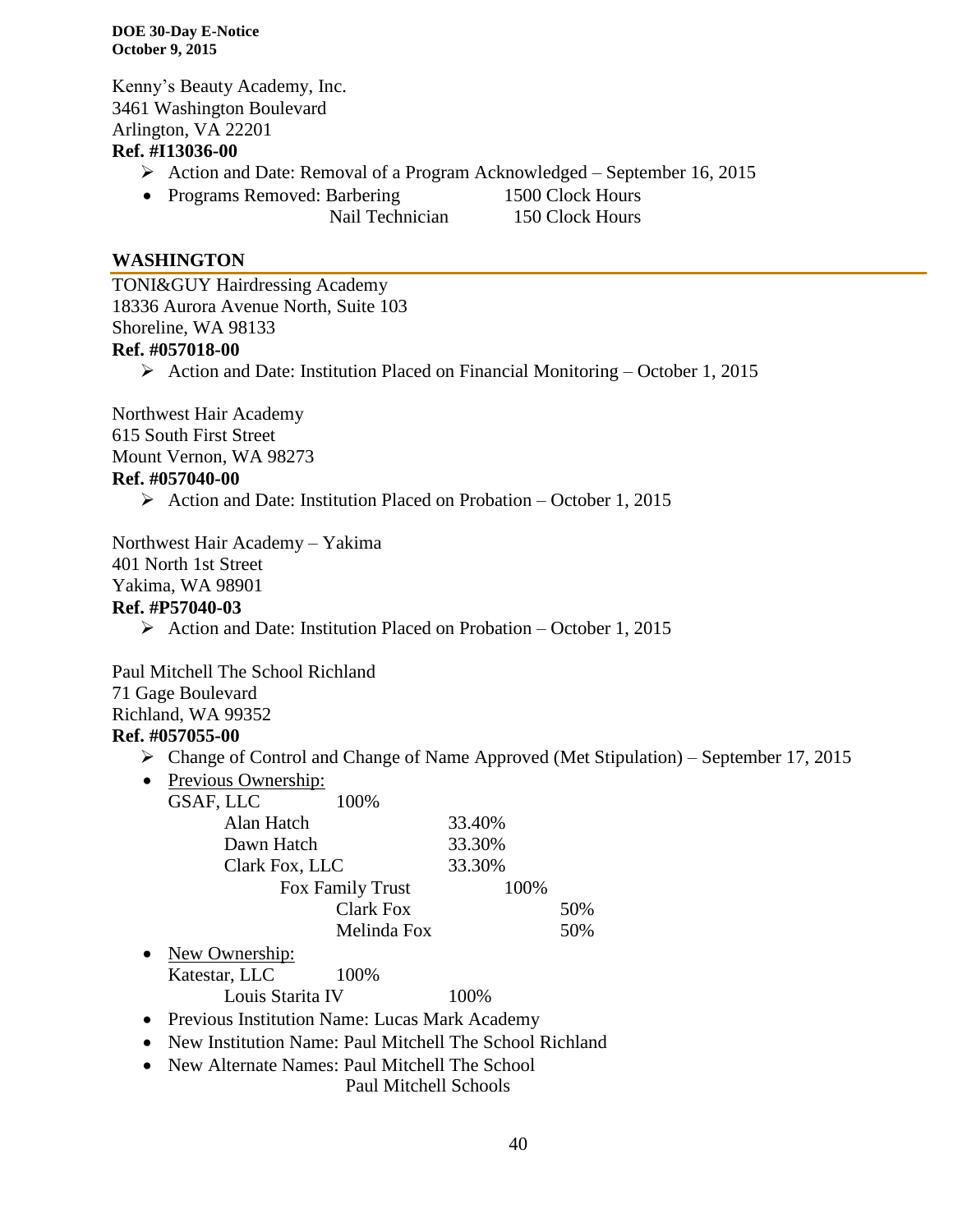Kenny's Beauty Academy, Inc.
3461 Washington Boulevard
Arlington, VA 22201
**Ref. #I13036-00**

- Action and Date: Removal of a Program Acknowledged – September 16, 2015
- Programs Removed: Barbering 1500 Clock Hours
  Nail Technician 150 Clock Hours

## WASHINGTON

TONI&GUY Hairdressing Academy
18336 Aurora Avenue North, Suite 103
Shoreline, WA 98133
**Ref. #057018-00**

- Action and Date: Institution Placed on Financial Monitoring – October 1, 2015

Northwest Hair Academy
615 South First Street
Mount Vernon, WA 98273
**Ref. #057040-00**

- Action and Date: Institution Placed on Probation – October 1, 2015

Northwest Hair Academy – Yakima
401 North 1st Street
Yakima, WA 98901
**Ref. #P57040-03**

- Action and Date: Institution Placed on Probation – October 1, 2015

Paul Mitchell The School Richland
71 Gage Boulevard
Richland, WA 99352
**Ref. #057055-00**

- Change of Control and Change of Name Approved (Met Stipulation) – September 17, 2015
- Previous Ownership:
  - GSAF, LLC 100%
    - Alan Hatch 33.40%
    - Dawn Hatch 33.30%
    - Clark Fox, LLC 33.30%
      - Fox Family Trust 100%
        - Clark Fox 50%
        - Melinda Fox 50%
- New Ownership:
  - Katestar, LLC 100%
    - Louis Starita IV 100%
- Previous Institution Name: Lucas Mark Academy
- New Institution Name: Paul Mitchell The School Richland
- New Alternate Names: Paul Mitchell The School
  Paul Mitchell Schools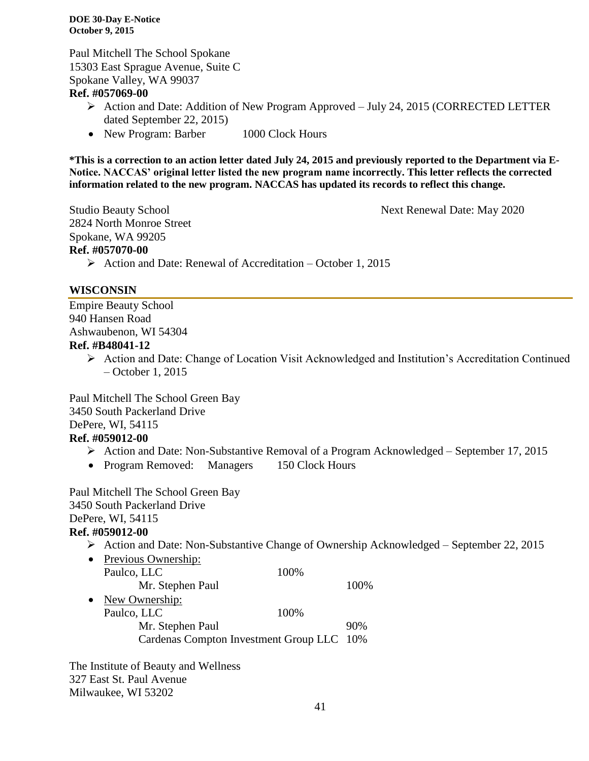Paul Mitchell The School Spokane
15303 East Sprague Avenue, Suite C
Spokane Valley, WA 99037
**Ref. #057069-00**

- Action and Date: Addition of New Program Approved – July 24, 2015 (CORRECTED LETTER dated September 22, 2015)
  - New Program: Barber 1000 Clock Hours

**\*This is a correction to an action letter dated July 24, 2015 and previously reported to the Department via E-Notice. NACCAS' original letter listed the new program name incorrectly. This letter reflects the corrected information related to the new program. NACCAS has updated its records to reflect this change.**

Studio Beauty School
2824 North Monroe Street
Spokane, WA 99205
**Ref. #057070-00**

Next Renewal Date: May 2020

- Action and Date: Renewal of Accreditation – October 1, 2015

## WISCONSIN

Empire Beauty School
940 Hansen Road
Ashwaubenon, WI 54304
**Ref. #B48041-12**

- Action and Date: Change of Location Visit Acknowledged and Institution's Accreditation Continued – October 1, 2015

Paul Mitchell The School Green Bay
3450 South Packerland Drive
DePere, WI, 54115
**Ref. #059012-00**

- Action and Date: Non-Substantive Removal of a Program Acknowledged – September 17, 2015
  - Program Removed: Managers 150 Clock Hours

Paul Mitchell The School Green Bay
3450 South Packerland Drive
DePere, WI, 54115
**Ref. #059012-00**

- Action and Date: Non-Substantive Change of Ownership Acknowledged – September 22, 2015
  - Previous Ownership:
    - Paulco, LLC 100%
      - Mr. Stephen Paul 100%
  - New Ownership:
    - Paulco, LLC 100%
      - Mr. Stephen Paul 90%
      - Cardenas Compton Investment Group LLC 10%

The Institute of Beauty and Wellness
327 East St. Paul Avenue
Milwaukee, WI 53202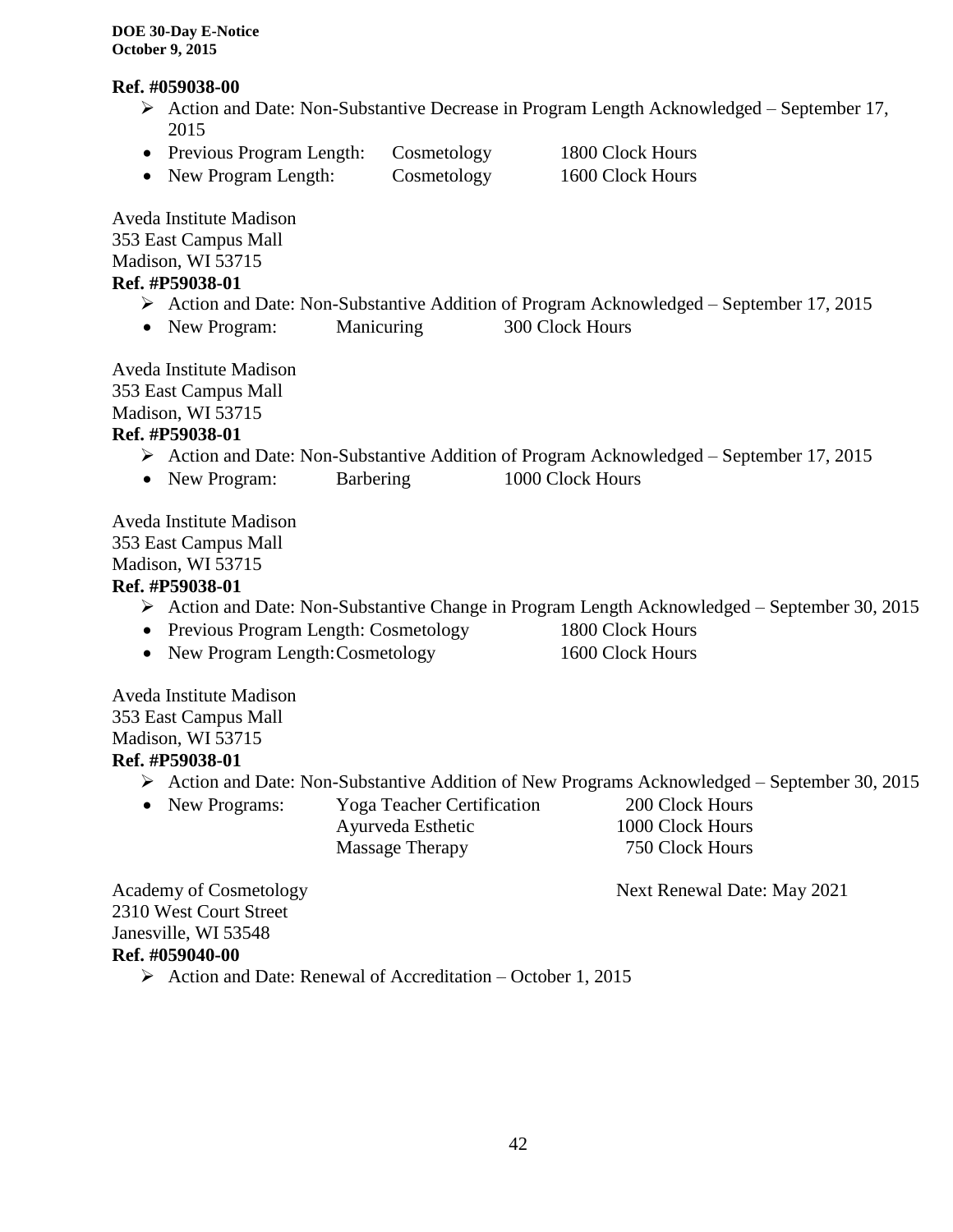**Ref. #059038-00**

- ➢ Action and Date: Non-Substantive Decrease in Program Length Acknowledged – September 17, 2015
  - Previous Program Length: Cosmetology 1800 Clock Hours
  - New Program Length: Cosmetology 1600 Clock Hours

Aveda Institute Madison
353 East Campus Mall
Madison, WI 53715
**Ref. #P59038-01**

- ➢ Action and Date: Non-Substantive Addition of Program Acknowledged – September 17, 2015
  - New Program: Manicuring 300 Clock Hours

Aveda Institute Madison
353 East Campus Mall
Madison, WI 53715
**Ref. #P59038-01**

- ➢ Action and Date: Non-Substantive Addition of Program Acknowledged – September 17, 2015
  - New Program: Barbering 1000 Clock Hours

Aveda Institute Madison
353 East Campus Mall
Madison, WI 53715
**Ref. #P59038-01**

- ➢ Action and Date: Non-Substantive Change in Program Length Acknowledged – September 30, 2015
  - Previous Program Length: Cosmetology 1800 Clock Hours
  - New Program Length: Cosmetology 1600 Clock Hours

Aveda Institute Madison
353 East Campus Mall
Madison, WI 53715
**Ref. #P59038-01**

- ➢ Action and Date: Non-Substantive Addition of New Programs Acknowledged – September 30, 2015
  - New Programs: Yoga Teacher Certification 200 Clock Hours
    Ayurveda Esthetic 1000 Clock Hours
    Massage Therapy 750 Clock Hours

Academy of Cosmetology Next Renewal Date: May 2021
2310 West Court Street
Janesville, WI 53548
**Ref. #059040-00**

- ➢ Action and Date: Renewal of Accreditation – October 1, 2015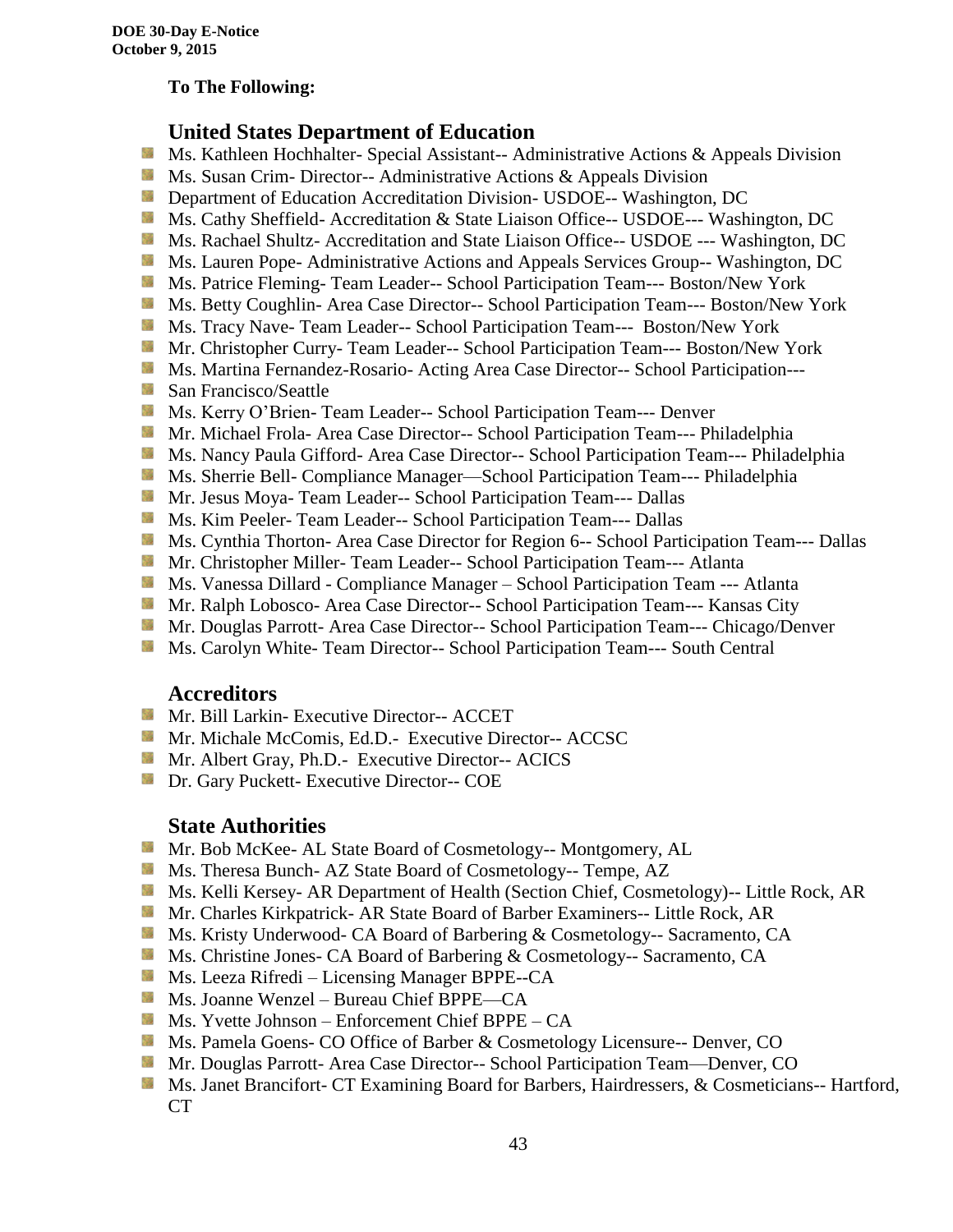**To The Following:**

## United States Department of Education

- Ms. Kathleen Hochhalter- Special Assistant-- Administrative Actions & Appeals Division
- Ms. Susan Crim- Director-- Administrative Actions & Appeals Division
- Department of Education Accreditation Division- USDOE-- Washington, DC
- Ms. Cathy Sheffield- Accreditation & State Liaison Office-- USDOE--- Washington, DC
- Ms. Rachael Shultz- Accreditation and State Liaison Office-- USDOE --- Washington, DC
- Ms. Lauren Pope- Administrative Actions and Appeals Services Group-- Washington, DC
- Ms. Patrice Fleming- Team Leader-- School Participation Team--- Boston/New York
- Ms. Betty Coughlin- Area Case Director-- School Participation Team--- Boston/New York
- Ms. Tracy Nave- Team Leader-- School Participation Team--- Boston/New York
- Mr. Christopher Curry- Team Leader-- School Participation Team--- Boston/New York
- Ms. Martina Fernandez-Rosario- Acting Area Case Director-- School Participation---
- San Francisco/Seattle
- Ms. Kerry O'Brien- Team Leader-- School Participation Team--- Denver
- Mr. Michael Frola- Area Case Director-- School Participation Team--- Philadelphia
- Ms. Nancy Paula Gifford- Area Case Director-- School Participation Team--- Philadelphia
- Ms. Sherrie Bell- Compliance Manager—School Participation Team--- Philadelphia
- Mr. Jesus Moya- Team Leader-- School Participation Team--- Dallas
- Ms. Kim Peeler- Team Leader-- School Participation Team--- Dallas
- Ms. Cynthia Thorton- Area Case Director for Region 6-- School Participation Team--- Dallas
- Mr. Christopher Miller- Team Leader-- School Participation Team--- Atlanta
- Ms. Vanessa Dillard - Compliance Manager – School Participation Team --- Atlanta
- Mr. Ralph Lobosco- Area Case Director-- School Participation Team--- Kansas City
- Mr. Douglas Parrott- Area Case Director-- School Participation Team--- Chicago/Denver
- Ms. Carolyn White- Team Director-- School Participation Team--- South Central

## Accreditors

- Mr. Bill Larkin- Executive Director-- ACCET
- Mr. Michale McComis, Ed.D.- Executive Director-- ACCSC
- Mr. Albert Gray, Ph.D.- Executive Director-- ACICS
- Dr. Gary Puckett- Executive Director-- COE

## State Authorities

- Mr. Bob McKee- AL State Board of Cosmetology-- Montgomery, AL
- Ms. Theresa Bunch- AZ State Board of Cosmetology-- Tempe, AZ
- Ms. Kelli Kersey- AR Department of Health (Section Chief, Cosmetology)-- Little Rock, AR
- Mr. Charles Kirkpatrick- AR State Board of Barber Examiners-- Little Rock, AR
- Ms. Kristy Underwood- CA Board of Barbering & Cosmetology-- Sacramento, CA
- Ms. Christine Jones- CA Board of Barbering & Cosmetology-- Sacramento, CA
- Ms. Leeza Rifredi – Licensing Manager BPPE--CA
- Ms. Joanne Wenzel – Bureau Chief BPPE—CA
- Ms. Yvette Johnson – Enforcement Chief BPPE – CA
- Ms. Pamela Goens- CO Office of Barber & Cosmetology Licensure-- Denver, CO
- Mr. Douglas Parrott- Area Case Director-- School Participation Team—Denver, CO
- Ms. Janet Brancifort- CT Examining Board for Barbers, Hairdressers, & Cosmeticians-- Hartford, CT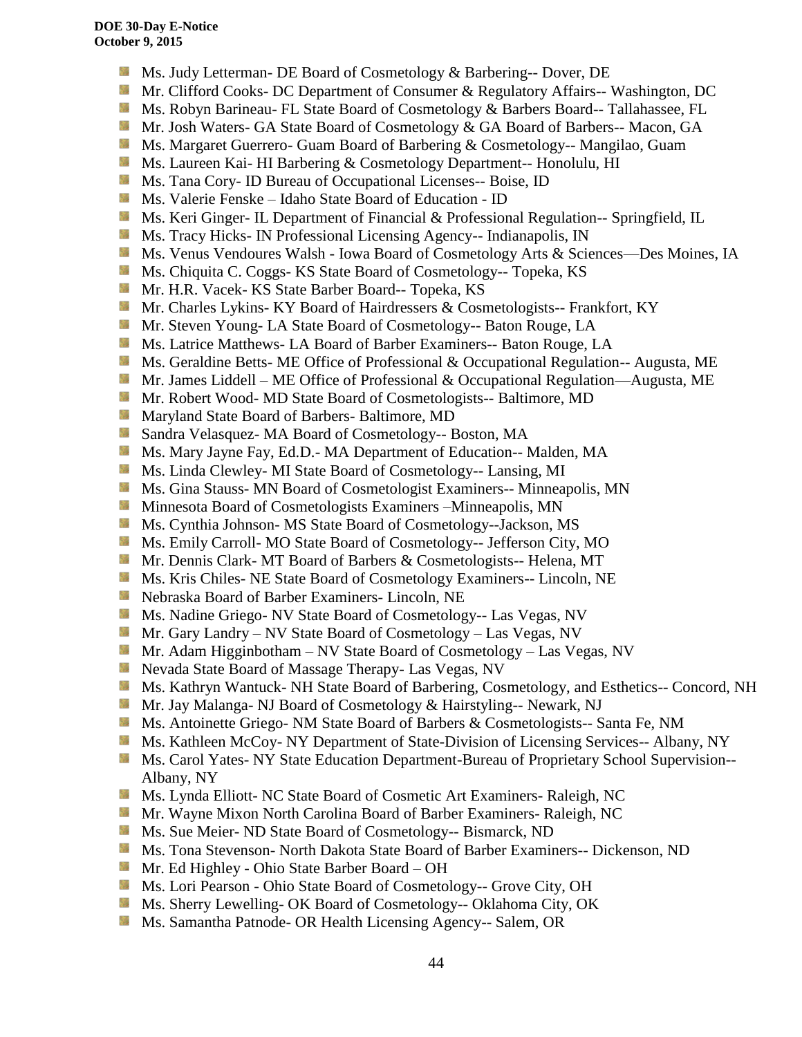- Ms. Judy Letterman- DE Board of Cosmetology & Barbering-- Dover, DE
- Mr. Clifford Cooks- DC Department of Consumer & Regulatory Affairs-- Washington, DC
- Ms. Robyn Barineau- FL State Board of Cosmetology & Barbers Board-- Tallahassee, FL
- Mr. Josh Waters- GA State Board of Cosmetology & GA Board of Barbers-- Macon, GA
- Ms. Margaret Guerrero- Guam Board of Barbering & Cosmetology-- Mangilao, Guam
- Ms. Laureen Kai- HI Barbering & Cosmetology Department-- Honolulu, HI
- Ms. Tana Cory- ID Bureau of Occupational Licenses-- Boise, ID
- Ms. Valerie Fenske – Idaho State Board of Education - ID
- Ms. Keri Ginger- IL Department of Financial & Professional Regulation-- Springfield, IL
- Ms. Tracy Hicks- IN Professional Licensing Agency-- Indianapolis, IN
- Ms. Venus Vendoures Walsh - Iowa Board of Cosmetology Arts & Sciences—Des Moines, IA
- Ms. Chiquita C. Coggs- KS State Board of Cosmetology-- Topeka, KS
- Mr. H.R. Vacek- KS State Barber Board-- Topeka, KS
- Mr. Charles Lykins- KY Board of Hairdressers & Cosmetologists-- Frankfort, KY
- Mr. Steven Young- LA State Board of Cosmetology-- Baton Rouge, LA
- Ms. Latrice Matthews- LA Board of Barber Examiners-- Baton Rouge, LA
- Ms. Geraldine Betts- ME Office of Professional & Occupational Regulation-- Augusta, ME
- Mr. James Liddell – ME Office of Professional & Occupational Regulation—Augusta, ME
- Mr. Robert Wood- MD State Board of Cosmetologists-- Baltimore, MD
- Maryland State Board of Barbers- Baltimore, MD
- Sandra Velasquez- MA Board of Cosmetology-- Boston, MA
- Ms. Mary Jayne Fay, Ed.D.- MA Department of Education-- Malden, MA
- Ms. Linda Clewley- MI State Board of Cosmetology-- Lansing, MI
- Ms. Gina Stauss- MN Board of Cosmetologist Examiners-- Minneapolis, MN
- Minnesota Board of Cosmetologists Examiners –Minneapolis, MN
- Ms. Cynthia Johnson- MS State Board of Cosmetology--Jackson, MS
- Ms. Emily Carroll- MO State Board of Cosmetology-- Jefferson City, MO
- Mr. Dennis Clark- MT Board of Barbers & Cosmetologists-- Helena, MT
- Ms. Kris Chiles- NE State Board of Cosmetology Examiners-- Lincoln, NE
- Nebraska Board of Barber Examiners- Lincoln, NE
- Ms. Nadine Griego- NV State Board of Cosmetology-- Las Vegas, NV
- Mr. Gary Landry – NV State Board of Cosmetology – Las Vegas, NV
- Mr. Adam Higginbotham – NV State Board of Cosmetology – Las Vegas, NV
- Nevada State Board of Massage Therapy- Las Vegas, NV
- Ms. Kathryn Wantuck- NH State Board of Barbering, Cosmetology, and Esthetics-- Concord, NH
- Mr. Jay Malanga- NJ Board of Cosmetology & Hairstyling-- Newark, NJ
- Ms. Antoinette Griego- NM State Board of Barbers & Cosmetologists-- Santa Fe, NM
- Ms. Kathleen McCoy- NY Department of State-Division of Licensing Services-- Albany, NY
- Ms. Carol Yates- NY State Education Department-Bureau of Proprietary School Supervision-- Albany, NY
- Ms. Lynda Elliott- NC State Board of Cosmetic Art Examiners- Raleigh, NC
- Mr. Wayne Mixon North Carolina Board of Barber Examiners- Raleigh, NC
- Ms. Sue Meier- ND State Board of Cosmetology-- Bismarck, ND
- Ms. Tona Stevenson- North Dakota State Board of Barber Examiners-- Dickenson, ND
- Mr. Ed Highley - Ohio State Barber Board – OH
- Ms. Lori Pearson - Ohio State Board of Cosmetology-- Grove City, OH
- Ms. Sherry Lewelling- OK Board of Cosmetology-- Oklahoma City, OK
- Ms. Samantha Patnode- OR Health Licensing Agency-- Salem, OR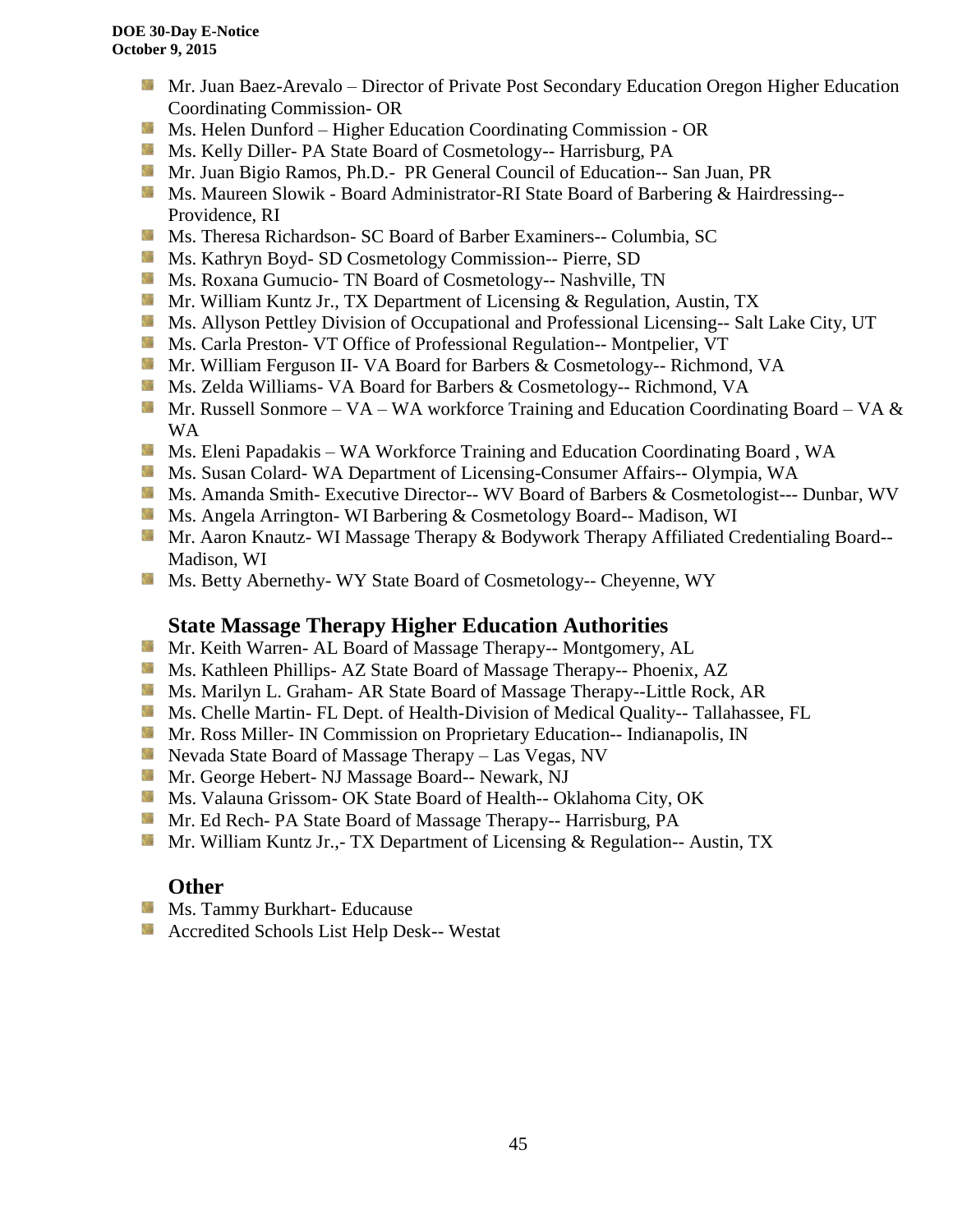- Mr. Juan Baez-Arevalo – Director of Private Post Secondary Education Oregon Higher Education Coordinating Commission- OR
- Ms. Helen Dunford – Higher Education Coordinating Commission - OR
- Ms. Kelly Diller- PA State Board of Cosmetology-- Harrisburg, PA
- Mr. Juan Bigio Ramos, Ph.D.- PR General Council of Education-- San Juan, PR
- Ms. Maureen Slowik - Board Administrator-RI State Board of Barbering & Hairdressing-- Providence, RI
- Ms. Theresa Richardson- SC Board of Barber Examiners-- Columbia, SC
- Ms. Kathryn Boyd- SD Cosmetology Commission-- Pierre, SD
- Ms. Roxana Gumucio- TN Board of Cosmetology-- Nashville, TN
- Mr. William Kuntz Jr., TX Department of Licensing & Regulation, Austin, TX
- Ms. Allyson Pettley Division of Occupational and Professional Licensing-- Salt Lake City, UT
- Ms. Carla Preston- VT Office of Professional Regulation-- Montpelier, VT
- Mr. William Ferguson II- VA Board for Barbers & Cosmetology-- Richmond, VA
- Ms. Zelda Williams- VA Board for Barbers & Cosmetology-- Richmond, VA
- Mr. Russell Sonmore – VA – WA workforce Training and Education Coordinating Board – VA & WA
- Ms. Eleni Papadakis – WA Workforce Training and Education Coordinating Board , WA
- Ms. Susan Colard- WA Department of Licensing-Consumer Affairs-- Olympia, WA
- Ms. Amanda Smith- Executive Director-- WV Board of Barbers & Cosmetologist--- Dunbar, WV
- Ms. Angela Arrington- WI Barbering & Cosmetology Board-- Madison, WI
- Mr. Aaron Knautz- WI Massage Therapy & Bodywork Therapy Affiliated Credentialing Board-- Madison, WI
- Ms. Betty Abernethy- WY State Board of Cosmetology-- Cheyenne, WY

## State Massage Therapy Higher Education Authorities

- Mr. Keith Warren- AL Board of Massage Therapy-- Montgomery, AL
- Ms. Kathleen Phillips- AZ State Board of Massage Therapy-- Phoenix, AZ
- Ms. Marilyn L. Graham- AR State Board of Massage Therapy--Little Rock, AR
- Ms. Chelle Martin- FL Dept. of Health-Division of Medical Quality-- Tallahassee, FL
- Mr. Ross Miller- IN Commission on Proprietary Education-- Indianapolis, IN
- Nevada State Board of Massage Therapy – Las Vegas, NV
- Mr. George Hebert- NJ Massage Board-- Newark, NJ
- Ms. Valauna Grissom- OK State Board of Health-- Oklahoma City, OK
- Mr. Ed Rech- PA State Board of Massage Therapy-- Harrisburg, PA
- Mr. William Kuntz Jr.,- TX Department of Licensing & Regulation-- Austin, TX

## Other

- Ms. Tammy Burkhart- Educause
- Accredited Schools List Help Desk-- Westat